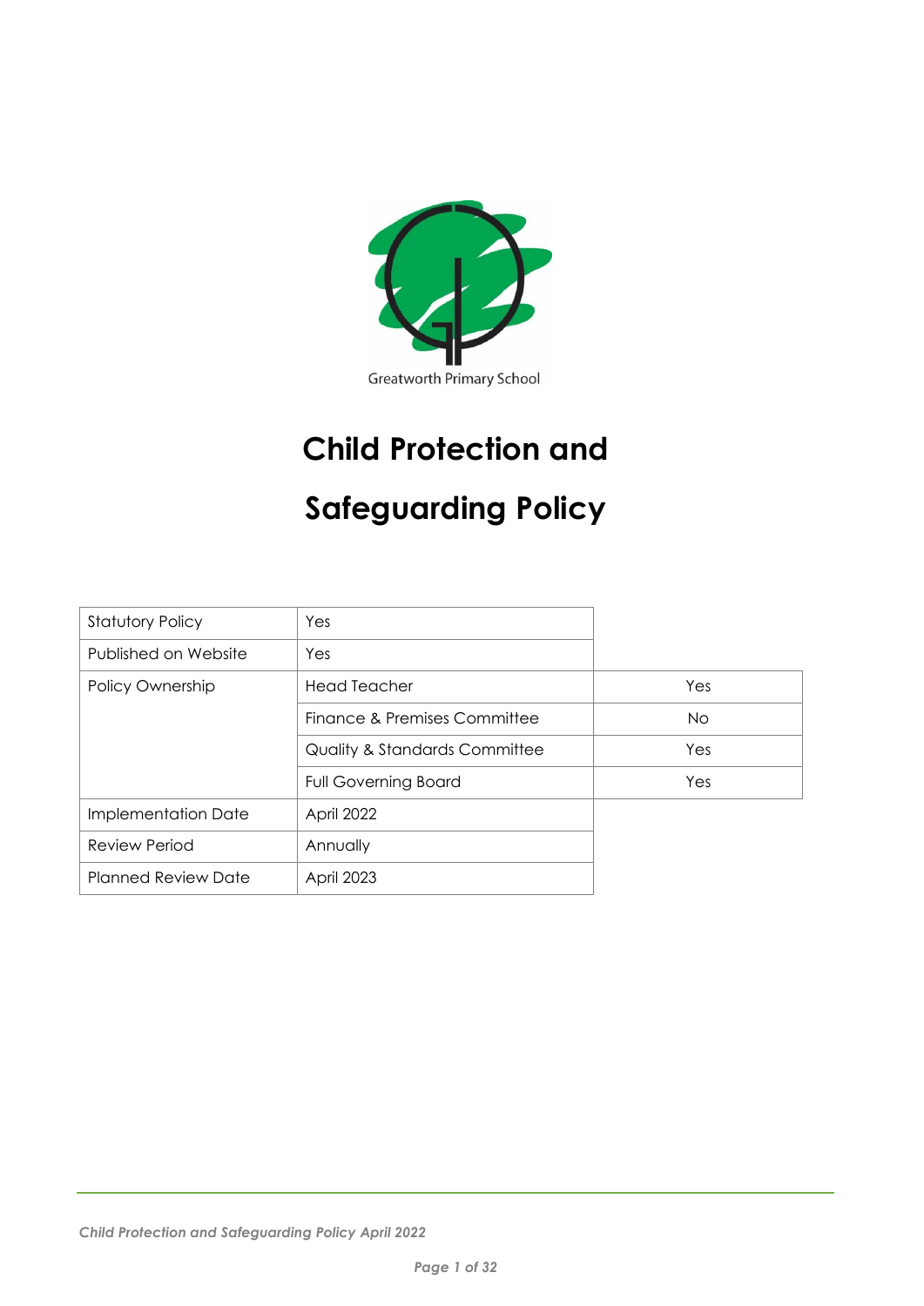Greatworth Primary School

# Child Protection and Safeguarding Policy

| Statutory Policy | Yes | |
|---|---|---|
| Published on Website | Yes | |
| Policy Ownership | Head Teacher | Yes |
| | Finance & Premises Committee | No |
| | Quality & Standards Committee | Yes |
| | Full Governing Board | Yes |
| Implementation Date | April 2022 | |
| Review Period | Annually | |
| Planned Review Date | April 2023 | |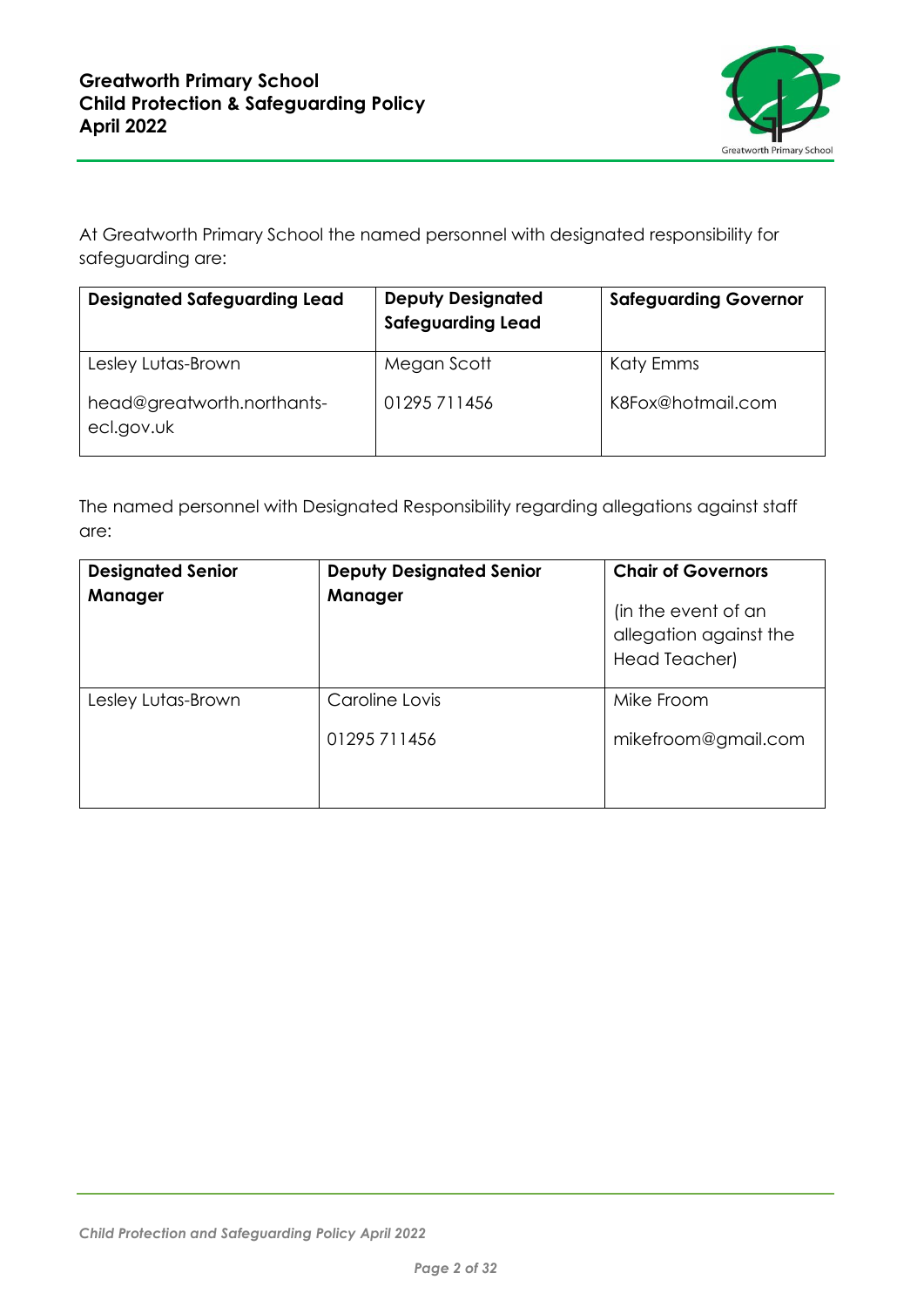At Greatworth Primary School the named personnel with designated responsibility for safeguarding are:

| Designated Safeguarding Lead | Deputy Designated Safeguarding Lead | Safeguarding Governor |
| --- | --- | --- |
| Lesley Lutas-Brown<br><br>head@greatworth.northants-ecl.gov.uk | Megan Scott<br><br>01295 711456 | Katy Emms<br><br>K8Fox@hotmail.com |

The named personnel with Designated Responsibility regarding allegations against staff are:

| Designated Senior Manager | Deputy Designated Senior Manager | Chair of Governors<br><br>(in the event of an allegation against the Head Teacher) |
| --- | --- | --- |
| Lesley Lutas-Brown | Caroline Lovis<br><br>01295 711456 | Mike Froom<br><br>mikefroom@gmail.com |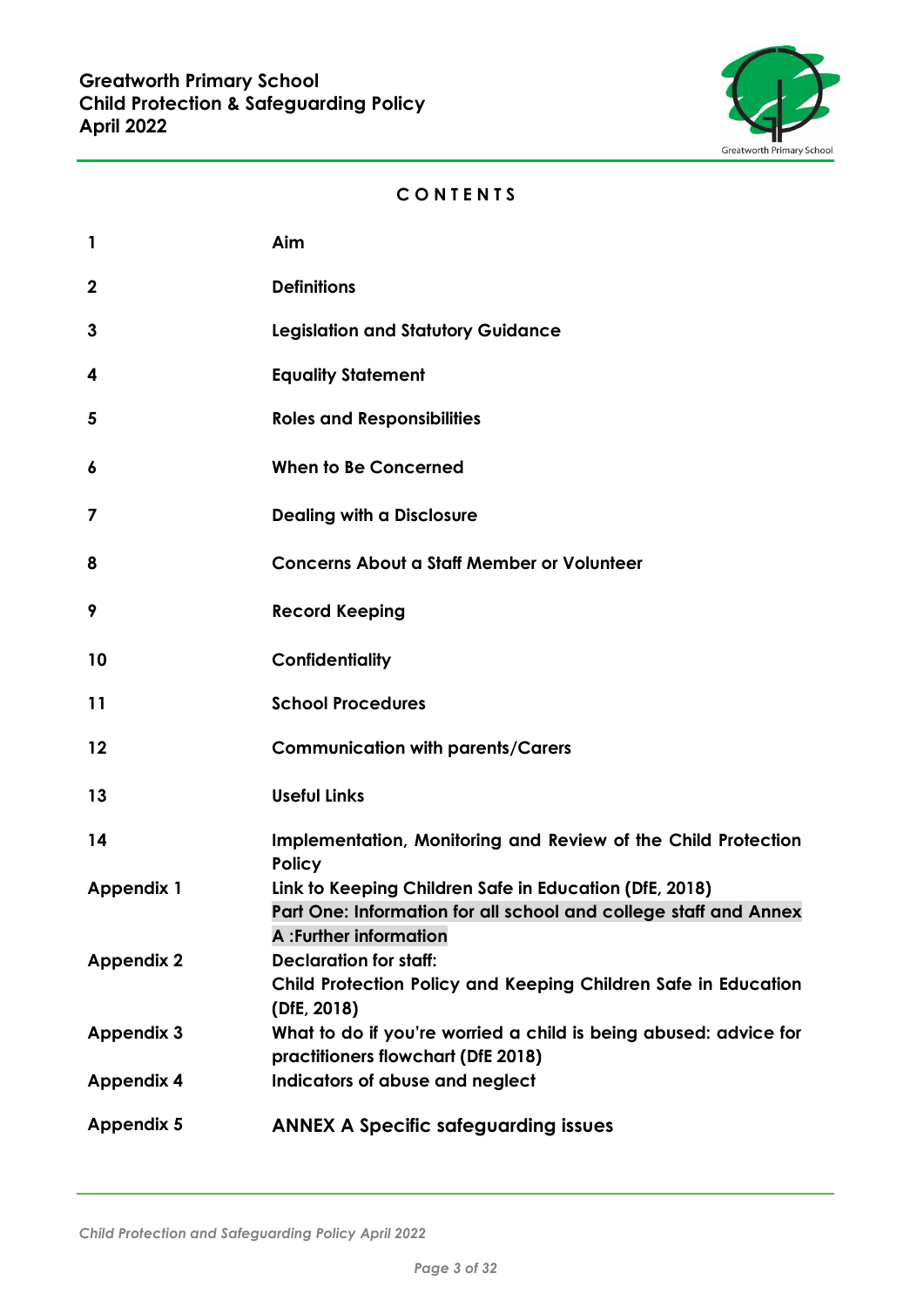**Greatworth Primary School**
**Child Protection & Safeguarding Policy**
**April 2022**

## CONTENTS

| | |
|---|---|
| **1** | **Aim** |
| **2** | **Definitions** |
| **3** | **Legislation and Statutory Guidance** |
| **4** | **Equality Statement** |
| **5** | **Roles and Responsibilities** |
| **6** | **When to Be Concerned** |
| **7** | **Dealing with a Disclosure** |
| **8** | **Concerns About a Staff Member or Volunteer** |
| **9** | **Record Keeping** |
| **10** | **Confidentiality** |
| **11** | **School Procedures** |
| **12** | **Communication with parents/Carers** |
| **13** | **Useful Links** |
| **14** | **Implementation, Monitoring and Review of the Child Protection Policy** |
| **Appendix 1** | **Link to Keeping Children Safe in Education (DfE, 2018)** **Part One: Information for all school and college staff and Annex A :Further information** |
| **Appendix 2** | **Declaration for staff:** **Child Protection Policy and Keeping Children Safe in Education (DfE, 2018)** |
| **Appendix 3** | **What to do if you're worried a child is being abused: advice for practitioners flowchart (DfE 2018)** |
| **Appendix 4** | **Indicators of abuse and neglect** |
| **Appendix 5** | **ANNEX A Specific safeguarding issues** |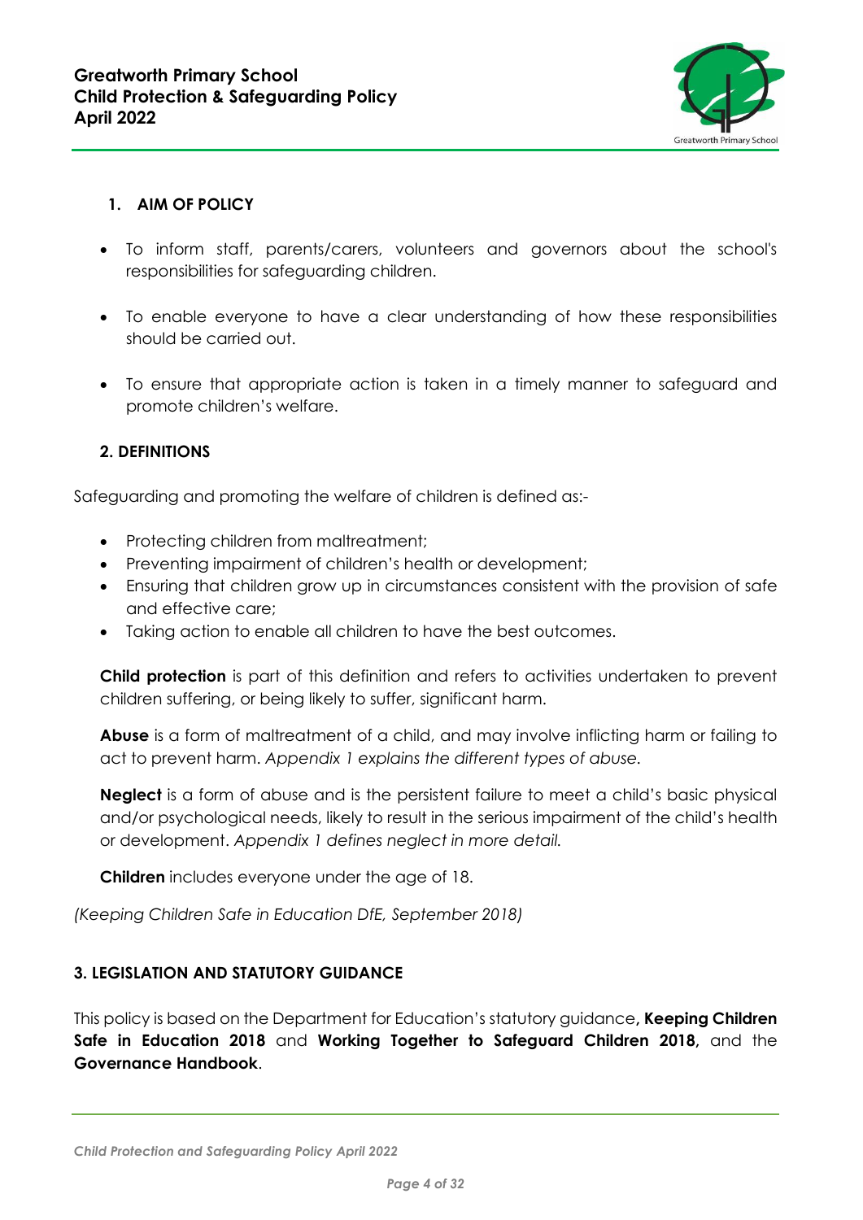## 1. AIM OF POLICY

- To inform staff, parents/carers, volunteers and governors about the school's responsibilities for safeguarding children.
- To enable everyone to have a clear understanding of how these responsibilities should be carried out.
- To ensure that appropriate action is taken in a timely manner to safeguard and promote children's welfare.

## 2. DEFINITIONS

Safeguarding and promoting the welfare of children is defined as:-

- Protecting children from maltreatment;
- Preventing impairment of children's health or development;
- Ensuring that children grow up in circumstances consistent with the provision of safe and effective care;
- Taking action to enable all children to have the best outcomes.

**Child protection** is part of this definition and refers to activities undertaken to prevent children suffering, or being likely to suffer, significant harm.

**Abuse** is a form of maltreatment of a child, and may involve inflicting harm or failing to act to prevent harm. *Appendix 1 explains the different types of abuse.*

**Neglect** is a form of abuse and is the persistent failure to meet a child's basic physical and/or psychological needs, likely to result in the serious impairment of the child's health or development. *Appendix 1 defines neglect in more detail.*

**Children** includes everyone under the age of 18.

*(Keeping Children Safe in Education DfE, September 2018)*

## 3. LEGISLATION AND STATUTORY GUIDANCE

This policy is based on the Department for Education's statutory guidance**, Keeping Children Safe in Education 2018** and **Working Together to Safeguard Children 2018,** and the **Governance Handbook**.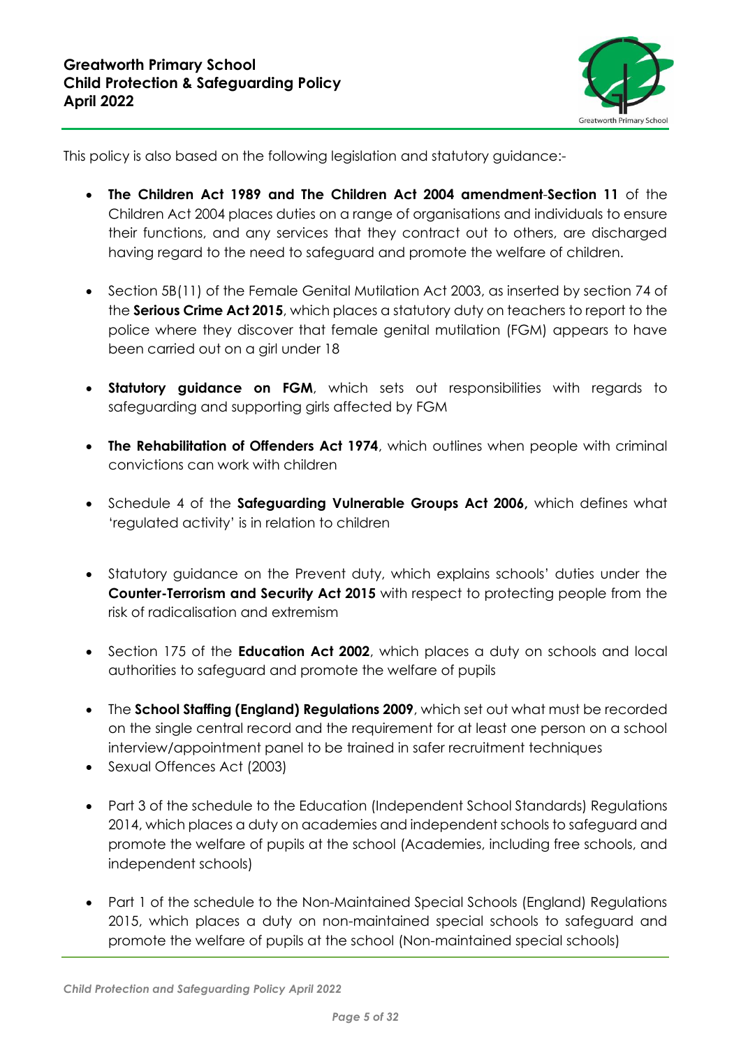This policy is also based on the following legislation and statutory guidance:-

- **The Children Act 1989 and The Children Act 2004 amendment**-**Section 11** of the Children Act 2004 places duties on a range of organisations and individuals to ensure their functions, and any services that they contract out to others, are discharged having regard to the need to safeguard and promote the welfare of children.

- Section 5B(11) of the Female Genital Mutilation Act 2003, as inserted by section 74 of the **Serious Crime Act 2015**, which places a statutory duty on teachers to report to the police where they discover that female genital mutilation (FGM) appears to have been carried out on a girl under 18

- **Statutory guidance on FGM**, which sets out responsibilities with regards to safeguarding and supporting girls affected by FGM

- **The Rehabilitation of Offenders Act 1974**, which outlines when people with criminal convictions can work with children

- Schedule 4 of the **Safeguarding Vulnerable Groups Act 2006,** which defines what 'regulated activity' is in relation to children

- Statutory guidance on the Prevent duty, which explains schools' duties under the **Counter-Terrorism and Security Act 2015** with respect to protecting people from the risk of radicalisation and extremism

- Section 175 of the **Education Act 2002**, which places a duty on schools and local authorities to safeguard and promote the welfare of pupils

- The **School Staffing (England) Regulations 2009**, which set out what must be recorded on the single central record and the requirement for at least one person on a school interview/appointment panel to be trained in safer recruitment techniques
- Sexual Offences Act (2003)

- Part 3 of the schedule to the Education (Independent School Standards) Regulations 2014, which places a duty on academies and independent schools to safeguard and promote the welfare of pupils at the school (Academies, including free schools, and independent schools)

- Part 1 of the schedule to the Non-Maintained Special Schools (England) Regulations 2015, which places a duty on non-maintained special schools to safeguard and promote the welfare of pupils at the school (Non-maintained special schools)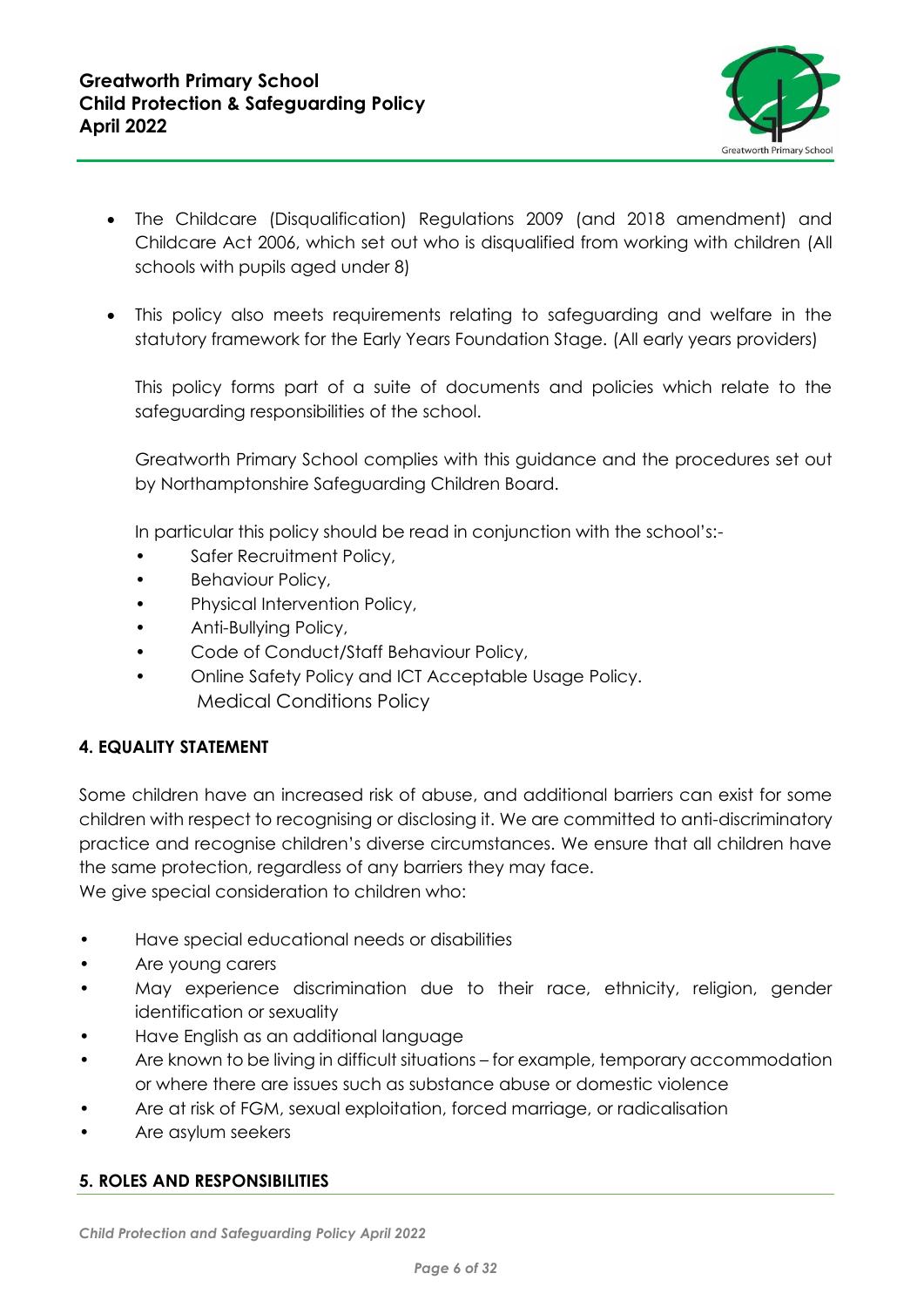- The Childcare (Disqualification) Regulations 2009 (and 2018 amendment) and Childcare Act 2006, which set out who is disqualified from working with children (All schools with pupils aged under 8)

- This policy also meets requirements relating to safeguarding and welfare in the statutory framework for the Early Years Foundation Stage. (All early years providers)

  This policy forms part of a suite of documents and policies which relate to the safeguarding responsibilities of the school.

  Greatworth Primary School complies with this guidance and the procedures set out by Northamptonshire Safeguarding Children Board.

  In particular this policy should be read in conjunction with the school's:-

  - Safer Recruitment Policy,
  - Behaviour Policy,
  - Physical Intervention Policy,
  - Anti-Bullying Policy,
  - Code of Conduct/Staff Behaviour Policy,
  - Online Safety Policy and ICT Acceptable Usage Policy.
    Medical Conditions Policy

## 4. EQUALITY STATEMENT

Some children have an increased risk of abuse, and additional barriers can exist for some children with respect to recognising or disclosing it. We are committed to anti-discriminatory practice and recognise children's diverse circumstances. We ensure that all children have the same protection, regardless of any barriers they may face.
We give special consideration to children who:

- Have special educational needs or disabilities
- Are young carers
- May experience discrimination due to their race, ethnicity, religion, gender identification or sexuality
- Have English as an additional language
- Are known to be living in difficult situations – for example, temporary accommodation or where there are issues such as substance abuse or domestic violence
- Are at risk of FGM, sexual exploitation, forced marriage, or radicalisation
- Are asylum seekers

## 5. ROLES AND RESPONSIBILITIES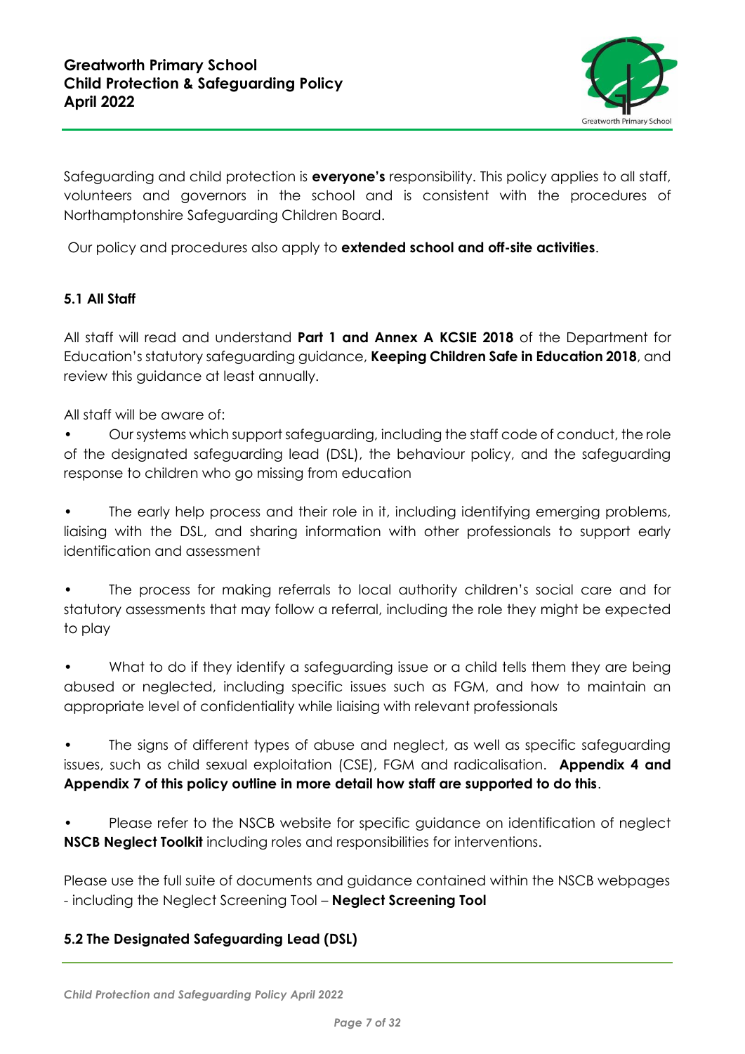Safeguarding and child protection is **everyone's** responsibility. This policy applies to all staff, volunteers and governors in the school and is consistent with the procedures of Northamptonshire Safeguarding Children Board.

Our policy and procedures also apply to **extended school and off-site activities**.

### 5.1 All Staff

All staff will read and understand **Part 1 and Annex A KCSIE 2018** of the Department for Education's statutory safeguarding guidance, **Keeping Children Safe in Education 2018**, and review this guidance at least annually.

All staff will be aware of:

- Our systems which support safeguarding, including the staff code of conduct, the role of the designated safeguarding lead (DSL), the behaviour policy, and the safeguarding response to children who go missing from education

- The early help process and their role in it, including identifying emerging problems, liaising with the DSL, and sharing information with other professionals to support early identification and assessment

- The process for making referrals to local authority children's social care and for statutory assessments that may follow a referral, including the role they might be expected to play

- What to do if they identify a safeguarding issue or a child tells them they are being abused or neglected, including specific issues such as FGM, and how to maintain an appropriate level of confidentiality while liaising with relevant professionals

- The signs of different types of abuse and neglect, as well as specific safeguarding issues, such as child sexual exploitation (CSE), FGM and radicalisation. **Appendix 4 and Appendix 7 of this policy outline in more detail how staff are supported to do this**.

- Please refer to the NSCB website for specific guidance on identification of neglect **NSCB Neglect Toolkit** including roles and responsibilities for interventions.

Please use the full suite of documents and guidance contained within the NSCB webpages - including the Neglect Screening Tool – **Neglect Screening Tool**

### 5.2 The Designated Safeguarding Lead (DSL)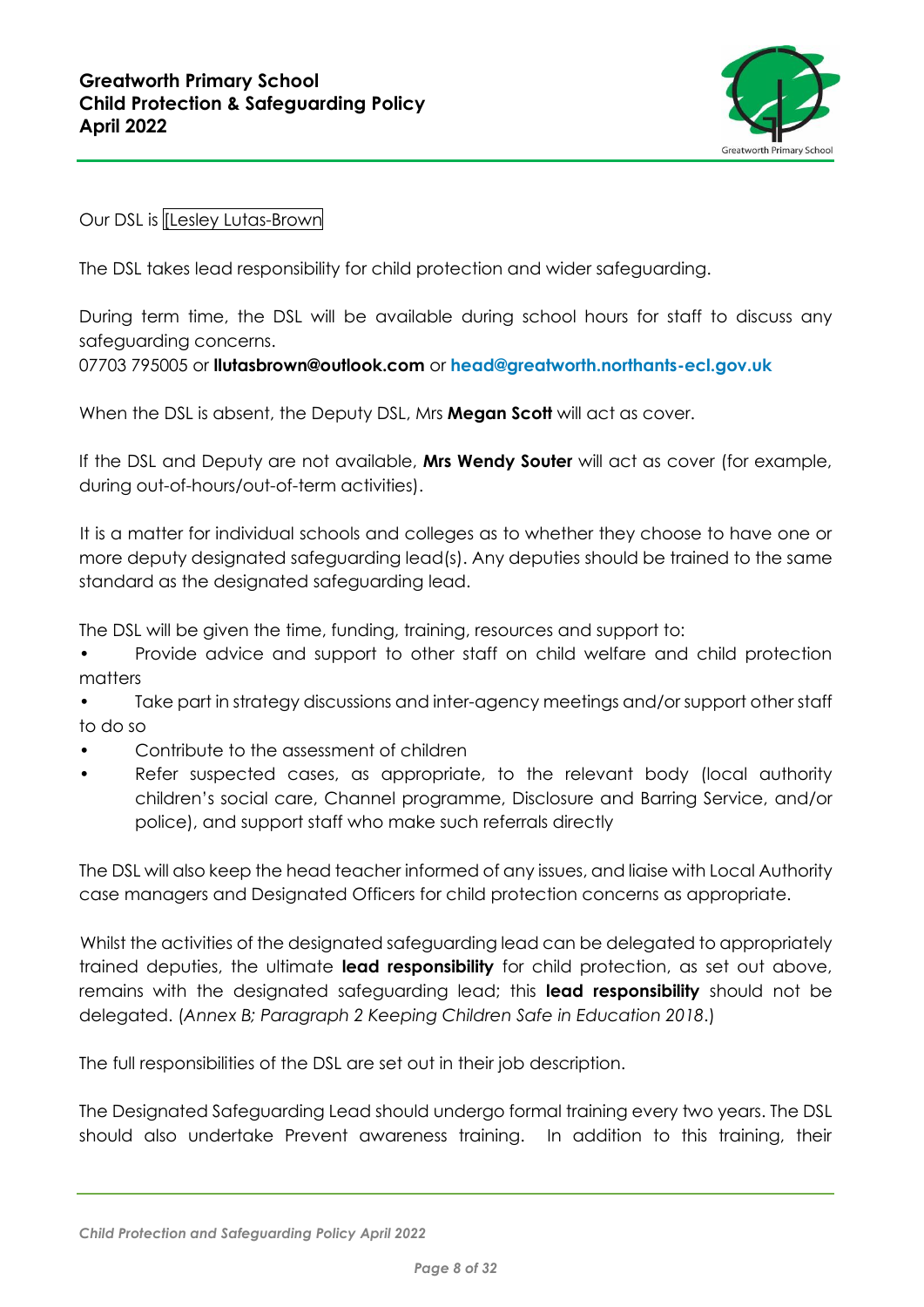Our DSL is [Lesley Lutas-Brown

The DSL takes lead responsibility for child protection and wider safeguarding.

During term time, the DSL will be available during school hours for staff to discuss any safeguarding concerns.
07703 795005 or **llutasbrown@outlook.com** or **head@greatworth.northants-ecl.gov.uk**

When the DSL is absent, the Deputy DSL, Mrs **Megan Scott** will act as cover.

If the DSL and Deputy are not available, **Mrs Wendy Souter** will act as cover (for example, during out-of-hours/out-of-term activities).

It is a matter for individual schools and colleges as to whether they choose to have one or more deputy designated safeguarding lead(s). Any deputies should be trained to the same standard as the designated safeguarding lead.

The DSL will be given the time, funding, training, resources and support to:

- Provide advice and support to other staff on child welfare and child protection matters
- Take part in strategy discussions and inter-agency meetings and/or support other staff to do so
- Contribute to the assessment of children
- Refer suspected cases, as appropriate, to the relevant body (local authority children's social care, Channel programme, Disclosure and Barring Service, and/or police), and support staff who make such referrals directly

The DSL will also keep the head teacher informed of any issues, and liaise with Local Authority case managers and Designated Officers for child protection concerns as appropriate.

Whilst the activities of the designated safeguarding lead can be delegated to appropriately trained deputies, the ultimate **lead responsibility** for child protection, as set out above, remains with the designated safeguarding lead; this **lead responsibility** should not be delegated. (*Annex B; Paragraph 2 Keeping Children Safe in Education 2018*.)

The full responsibilities of the DSL are set out in their job description.

The Designated Safeguarding Lead should undergo formal training every two years. The DSL should also undertake Prevent awareness training. In addition to this training, their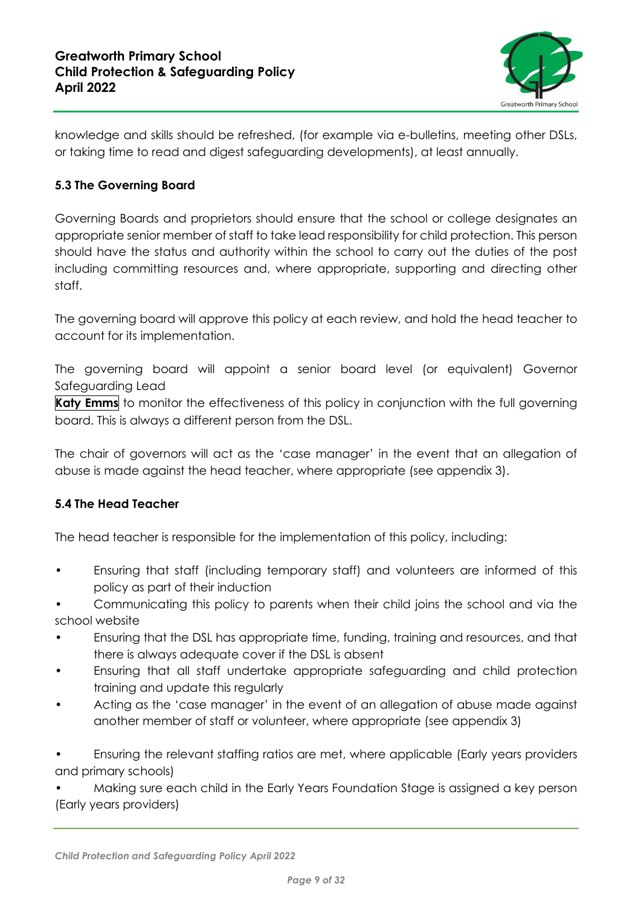knowledge and skills should be refreshed, (for example via e-bulletins, meeting other DSLs, or taking time to read and digest safeguarding developments), at least annually.

### 5.3 The Governing Board

Governing Boards and proprietors should ensure that the school or college designates an appropriate senior member of staff to take lead responsibility for child protection. This person should have the status and authority within the school to carry out the duties of the post including committing resources and, where appropriate, supporting and directing other staff.

The governing board will approve this policy at each review, and hold the head teacher to account for its implementation.

The governing board will appoint a senior board level (or equivalent) Governor Safeguarding Lead
**Katy Emms** to monitor the effectiveness of this policy in conjunction with the full governing board. This is always a different person from the DSL.

The chair of governors will act as the 'case manager' in the event that an allegation of abuse is made against the head teacher, where appropriate (see appendix 3).

### 5.4 The Head Teacher

The head teacher is responsible for the implementation of this policy, including:

- Ensuring that staff (including temporary staff) and volunteers are informed of this policy as part of their induction
- Communicating this policy to parents when their child joins the school and via the school website
- Ensuring that the DSL has appropriate time, funding, training and resources, and that there is always adequate cover if the DSL is absent
- Ensuring that all staff undertake appropriate safeguarding and child protection training and update this regularly
- Acting as the 'case manager' in the event of an allegation of abuse made against another member of staff or volunteer, where appropriate (see appendix 3)
- Ensuring the relevant staffing ratios are met, where applicable (Early years providers and primary schools)
- Making sure each child in the Early Years Foundation Stage is assigned a key person (Early years providers)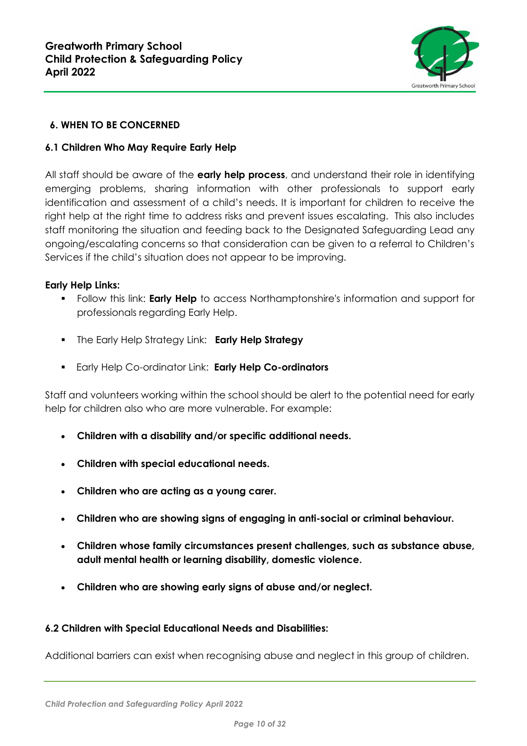## 6. WHEN TO BE CONCERNED

### 6.1 Children Who May Require Early Help

All staff should be aware of the **early help process**, and understand their role in identifying emerging problems, sharing information with other professionals to support early identification and assessment of a child's needs. It is important for children to receive the right help at the right time to address risks and prevent issues escalating. This also includes staff monitoring the situation and feeding back to the Designated Safeguarding Lead any ongoing/escalating concerns so that consideration can be given to a referral to Children's Services if the child's situation does not appear to be improving.

**Early Help Links:**

- Follow this link: **Early Help** to access Northamptonshire's information and support for professionals regarding Early Help.
- The Early Help Strategy Link: **Early Help Strategy**
- Early Help Co-ordinator Link: **Early Help Co-ordinators**

Staff and volunteers working within the school should be alert to the potential need for early help for children also who are more vulnerable. For example:

- **Children with a disability and/or specific additional needs.**
- **Children with special educational needs.**
- **Children who are acting as a young carer.**
- **Children who are showing signs of engaging in anti-social or criminal behaviour.**
- **Children whose family circumstances present challenges, such as substance abuse, adult mental health or learning disability, domestic violence.**
- **Children who are showing early signs of abuse and/or neglect.**

### 6.2 Children with Special Educational Needs and Disabilities:

Additional barriers can exist when recognising abuse and neglect in this group of children.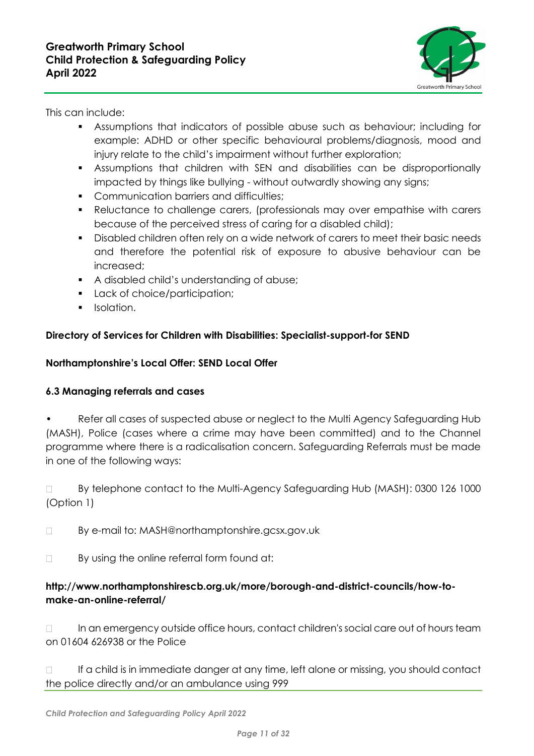This can include:

- Assumptions that indicators of possible abuse such as behaviour; including for example: ADHD or other specific behavioural problems/diagnosis, mood and injury relate to the child's impairment without further exploration;
- Assumptions that children with SEN and disabilities can be disproportionally impacted by things like bullying - without outwardly showing any signs;
- Communication barriers and difficulties;
- Reluctance to challenge carers, (professionals may over empathise with carers because of the perceived stress of caring for a disabled child);
- Disabled children often rely on a wide network of carers to meet their basic needs and therefore the potential risk of exposure to abusive behaviour can be increased;
- A disabled child's understanding of abuse;
- Lack of choice/participation;
- Isolation.

**Directory of Services for Children with Disabilities: Specialist-support-for SEND**

**Northamptonshire's Local Offer: SEND Local Offer**

### 6.3 Managing referrals and cases

- Refer all cases of suspected abuse or neglect to the Multi Agency Safeguarding Hub (MASH), Police (cases where a crime may have been committed) and to the Channel programme where there is a radicalisation concern. Safeguarding Referrals must be made in one of the following ways:

- By telephone contact to the Multi-Agency Safeguarding Hub (MASH): 0300 126 1000 (Option 1)

- By e-mail to: MASH@northamptonshire.gcsx.gov.uk

- By using the online referral form found at:

**http://www.northamptonshirescb.org.uk/more/borough-and-district-councils/how-to-make-an-online-referral/**

- In an emergency outside office hours, contact children's social care out of hours team on 01604 626938 or the Police

- If a child is in immediate danger at any time, left alone or missing, you should contact the police directly and/or an ambulance using 999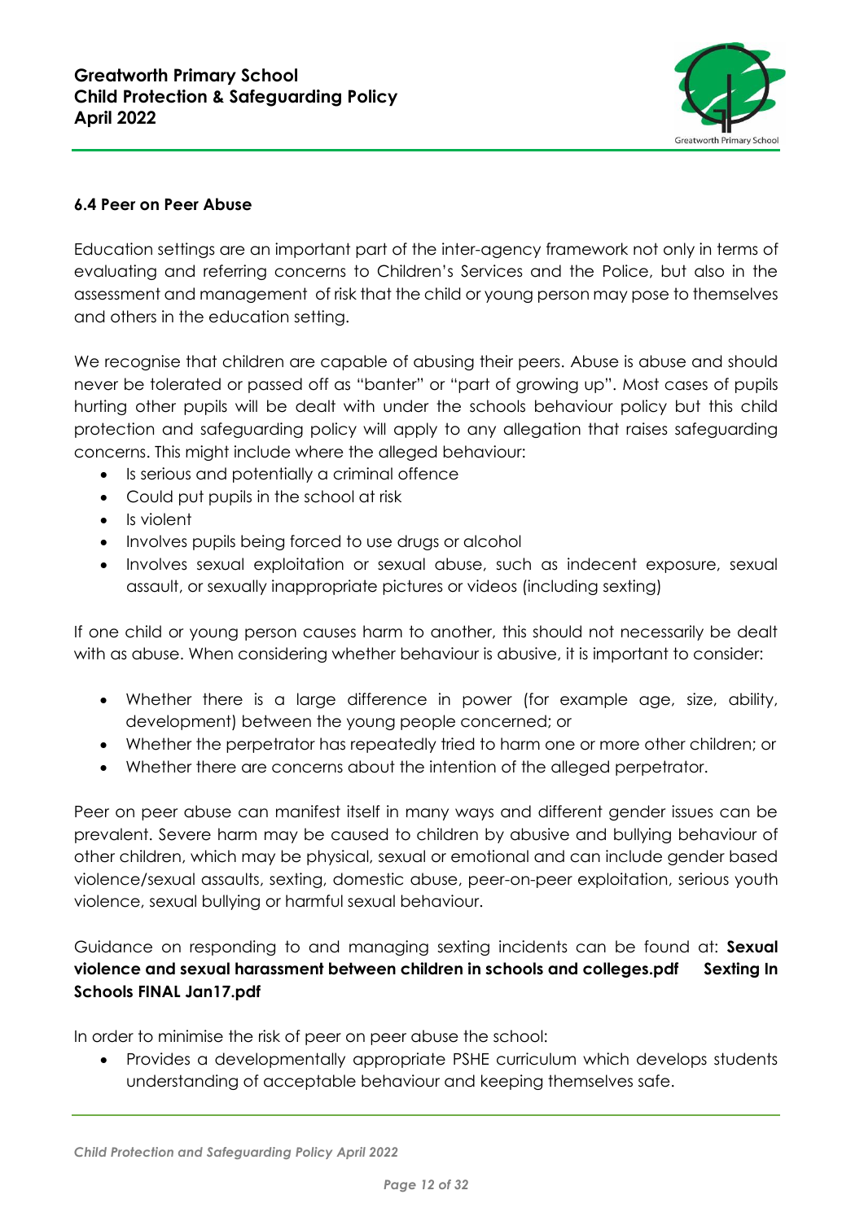### 6.4 Peer on Peer Abuse

Education settings are an important part of the inter-agency framework not only in terms of evaluating and referring concerns to Children's Services and the Police, but also in the assessment and management of risk that the child or young person may pose to themselves and others in the education setting.

We recognise that children are capable of abusing their peers. Abuse is abuse and should never be tolerated or passed off as "banter" or "part of growing up". Most cases of pupils hurting other pupils will be dealt with under the schools behaviour policy but this child protection and safeguarding policy will apply to any allegation that raises safeguarding concerns. This might include where the alleged behaviour:

- Is serious and potentially a criminal offence
- Could put pupils in the school at risk
- Is violent
- Involves pupils being forced to use drugs or alcohol
- Involves sexual exploitation or sexual abuse, such as indecent exposure, sexual assault, or sexually inappropriate pictures or videos (including sexting)

If one child or young person causes harm to another, this should not necessarily be dealt with as abuse. When considering whether behaviour is abusive, it is important to consider:

- Whether there is a large difference in power (for example age, size, ability, development) between the young people concerned; or
- Whether the perpetrator has repeatedly tried to harm one or more other children; or
- Whether there are concerns about the intention of the alleged perpetrator.

Peer on peer abuse can manifest itself in many ways and different gender issues can be prevalent. Severe harm may be caused to children by abusive and bullying behaviour of other children, which may be physical, sexual or emotional and can include gender based violence/sexual assaults, sexting, domestic abuse, peer-on-peer exploitation, serious youth violence, sexual bullying or harmful sexual behaviour.

Guidance on responding to and managing sexting incidents can be found at: **Sexual violence and sexual harassment between children in schools and colleges.pdf** **Sexting In Schools FINAL Jan17.pdf**

In order to minimise the risk of peer on peer abuse the school:

- Provides a developmentally appropriate PSHE curriculum which develops students understanding of acceptable behaviour and keeping themselves safe.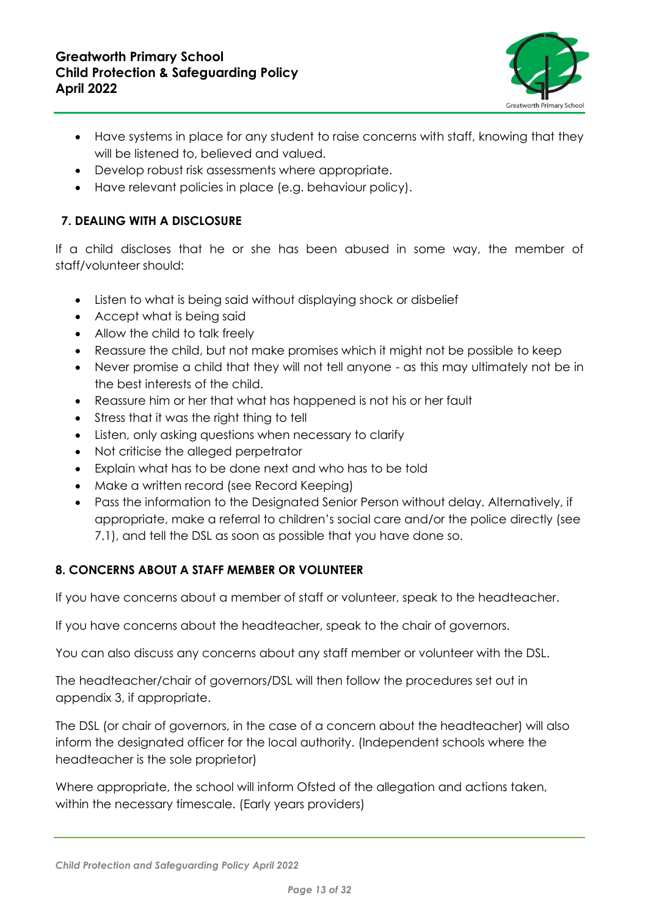- Have systems in place for any student to raise concerns with staff, knowing that they will be listened to, believed and valued.
- Develop robust risk assessments where appropriate.
- Have relevant policies in place (e.g. behaviour policy).

## 7. DEALING WITH A DISCLOSURE

If a child discloses that he or she has been abused in some way, the member of staff/volunteer should:

- Listen to what is being said without displaying shock or disbelief
- Accept what is being said
- Allow the child to talk freely
- Reassure the child, but not make promises which it might not be possible to keep
- Never promise a child that they will not tell anyone - as this may ultimately not be in the best interests of the child.
- Reassure him or her that what has happened is not his or her fault
- Stress that it was the right thing to tell
- Listen, only asking questions when necessary to clarify
- Not criticise the alleged perpetrator
- Explain what has to be done next and who has to be told
- Make a written record (see Record Keeping)
- Pass the information to the Designated Senior Person without delay. Alternatively, if appropriate, make a referral to children's social care and/or the police directly (see 7.1), and tell the DSL as soon as possible that you have done so.

## 8. CONCERNS ABOUT A STAFF MEMBER OR VOLUNTEER

If you have concerns about a member of staff or volunteer, speak to the headteacher.

If you have concerns about the headteacher, speak to the chair of governors.

You can also discuss any concerns about any staff member or volunteer with the DSL.

The headteacher/chair of governors/DSL will then follow the procedures set out in appendix 3, if appropriate.

The DSL (or chair of governors, in the case of a concern about the headteacher) will also inform the designated officer for the local authority. (Independent schools where the headteacher is the sole proprietor)

Where appropriate, the school will inform Ofsted of the allegation and actions taken, within the necessary timescale. (Early years providers)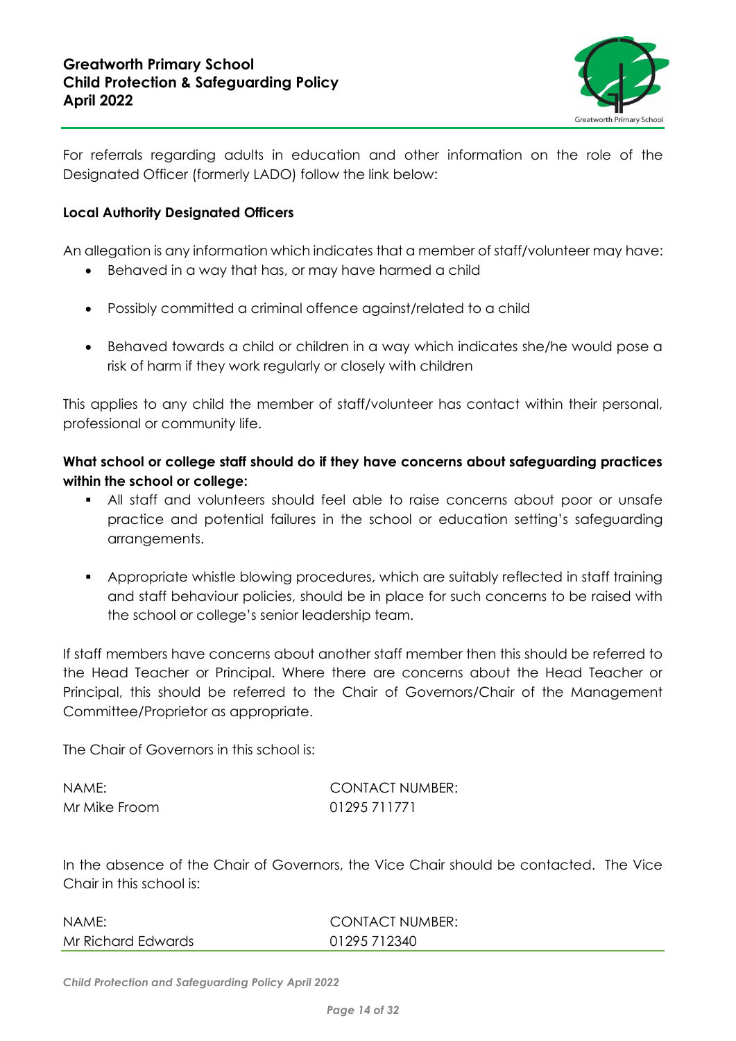For referrals regarding adults in education and other information on the role of the Designated Officer (formerly LADO) follow the link below:

**Local Authority Designated Officers**

An allegation is any information which indicates that a member of staff/volunteer may have:

- Behaved in a way that has, or may have harmed a child
- Possibly committed a criminal offence against/related to a child
- Behaved towards a child or children in a way which indicates she/he would pose a risk of harm if they work regularly or closely with children

This applies to any child the member of staff/volunteer has contact within their personal, professional or community life.

**What school or college staff should do if they have concerns about safeguarding practices within the school or college:**

- All staff and volunteers should feel able to raise concerns about poor or unsafe practice and potential failures in the school or education setting's safeguarding arrangements.
- Appropriate whistle blowing procedures, which are suitably reflected in staff training and staff behaviour policies, should be in place for such concerns to be raised with the school or college's senior leadership team.

If staff members have concerns about another staff member then this should be referred to the Head Teacher or Principal. Where there are concerns about the Head Teacher or Principal, this should be referred to the Chair of Governors/Chair of the Management Committee/Proprietor as appropriate.

The Chair of Governors in this school is:

| NAME: | CONTACT NUMBER: |
| --- | --- |
| Mr Mike Froom | 01295 711771 |

In the absence of the Chair of Governors, the Vice Chair should be contacted. The Vice Chair in this school is:

| NAME: | CONTACT NUMBER: |
| --- | --- |
| Mr Richard Edwards | 01295 712340 |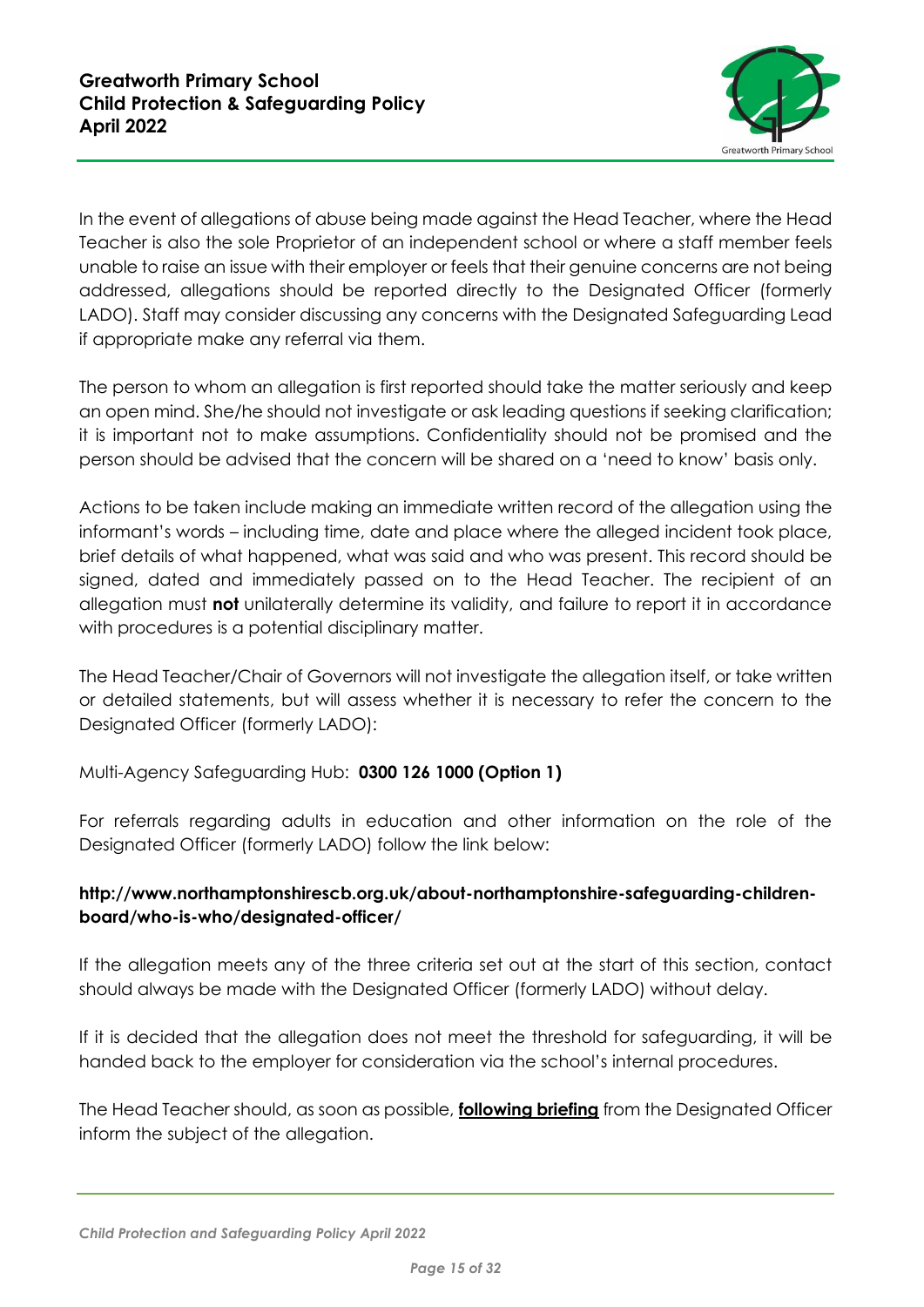In the event of allegations of abuse being made against the Head Teacher, where the Head Teacher is also the sole Proprietor of an independent school or where a staff member feels unable to raise an issue with their employer or feels that their genuine concerns are not being addressed, allegations should be reported directly to the Designated Officer (formerly LADO). Staff may consider discussing any concerns with the Designated Safeguarding Lead if appropriate make any referral via them.

The person to whom an allegation is first reported should take the matter seriously and keep an open mind. She/he should not investigate or ask leading questions if seeking clarification; it is important not to make assumptions. Confidentiality should not be promised and the person should be advised that the concern will be shared on a 'need to know' basis only.

Actions to be taken include making an immediate written record of the allegation using the informant's words – including time, date and place where the alleged incident took place, brief details of what happened, what was said and who was present. This record should be signed, dated and immediately passed on to the Head Teacher. The recipient of an allegation must **not** unilaterally determine its validity, and failure to report it in accordance with procedures is a potential disciplinary matter.

The Head Teacher/Chair of Governors will not investigate the allegation itself, or take written or detailed statements, but will assess whether it is necessary to refer the concern to the Designated Officer (formerly LADO):

Multi-Agency Safeguarding Hub: **0300 126 1000 (Option 1)**

For referrals regarding adults in education and other information on the role of the Designated Officer (formerly LADO) follow the link below:

**http://www.northamptonshirescb.org.uk/about-northamptonshire-safeguarding-children-board/who-is-who/designated-officer/**

If the allegation meets any of the three criteria set out at the start of this section, contact should always be made with the Designated Officer (formerly LADO) without delay.

If it is decided that the allegation does not meet the threshold for safeguarding, it will be handed back to the employer for consideration via the school's internal procedures.

The Head Teacher should, as soon as possible, **following briefing** from the Designated Officer inform the subject of the allegation.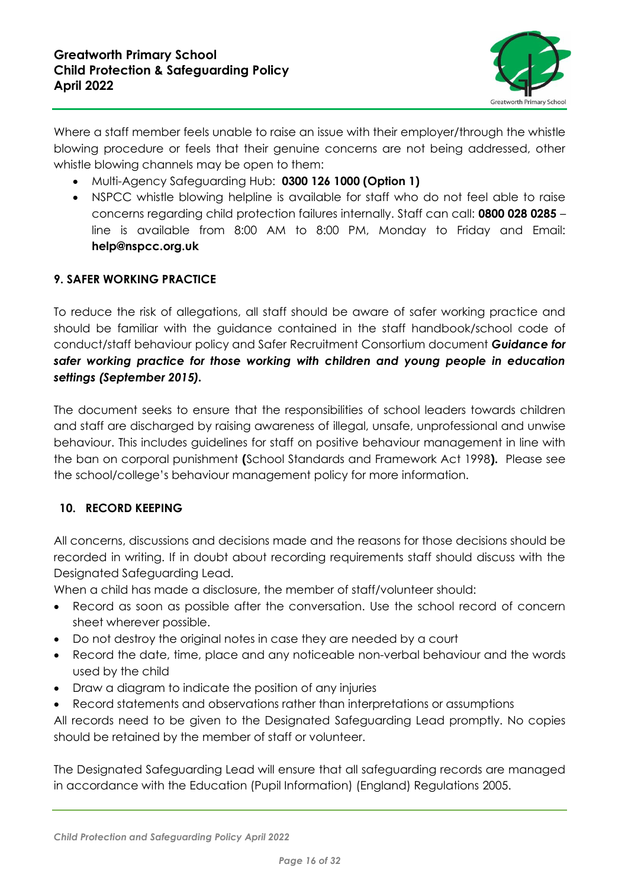Where a staff member feels unable to raise an issue with their employer/through the whistle blowing procedure or feels that their genuine concerns are not being addressed, other whistle blowing channels may be open to them:

- Multi-Agency Safeguarding Hub: **0300 126 1000 (Option 1)**
- NSPCC whistle blowing helpline is available for staff who do not feel able to raise concerns regarding child protection failures internally. Staff can call: **0800 028 0285** – line is available from 8:00 AM to 8:00 PM, Monday to Friday and Email: **help@nspcc.org.uk**

## 9. SAFER WORKING PRACTICE

To reduce the risk of allegations, all staff should be aware of safer working practice and should be familiar with the guidance contained in the staff handbook/school code of conduct/staff behaviour policy and Safer Recruitment Consortium document ***Guidance for safer working practice for those working with children and young people in education settings (September 2015).***

The document seeks to ensure that the responsibilities of school leaders towards children and staff are discharged by raising awareness of illegal, unsafe, unprofessional and unwise behaviour. This includes guidelines for staff on positive behaviour management in line with the ban on corporal punishment **(**School Standards and Framework Act 1998**).** Please see the school/college's behaviour management policy for more information.

## 10. RECORD KEEPING

All concerns, discussions and decisions made and the reasons for those decisions should be recorded in writing. If in doubt about recording requirements staff should discuss with the Designated Safeguarding Lead.

When a child has made a disclosure, the member of staff/volunteer should:

- Record as soon as possible after the conversation. Use the school record of concern sheet wherever possible.
- Do not destroy the original notes in case they are needed by a court
- Record the date, time, place and any noticeable non-verbal behaviour and the words used by the child
- Draw a diagram to indicate the position of any injuries
- Record statements and observations rather than interpretations or assumptions

All records need to be given to the Designated Safeguarding Lead promptly. No copies should be retained by the member of staff or volunteer.

The Designated Safeguarding Lead will ensure that all safeguarding records are managed in accordance with the Education (Pupil Information) (England) Regulations 2005.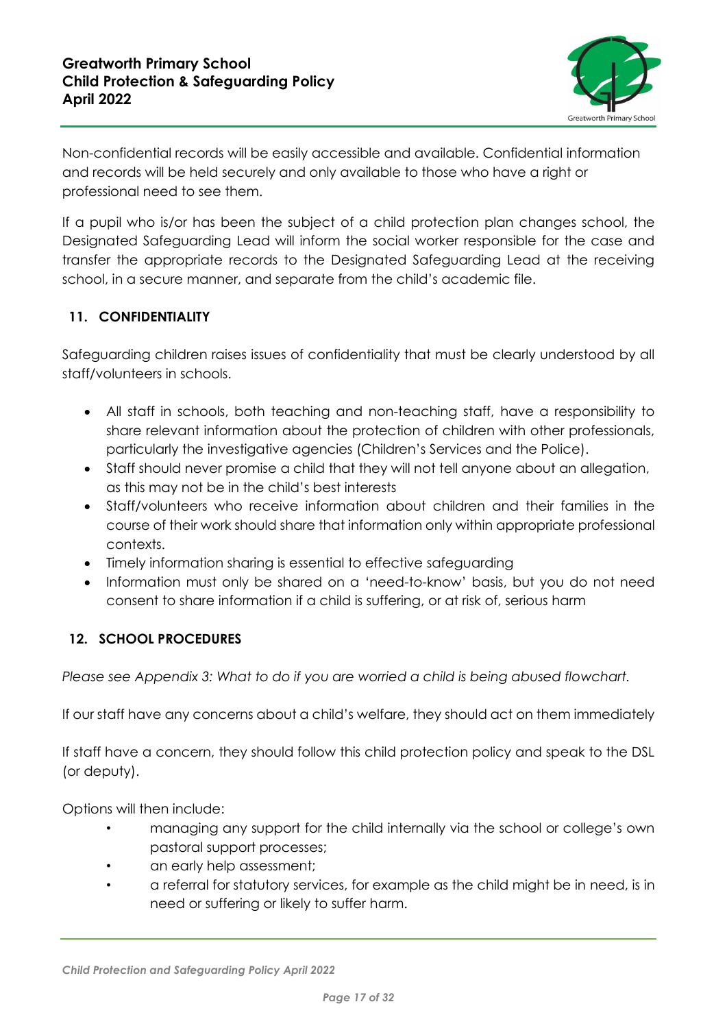Non-confidential records will be easily accessible and available. Confidential information and records will be held securely and only available to those who have a right or professional need to see them.

If a pupil who is/or has been the subject of a child protection plan changes school, the Designated Safeguarding Lead will inform the social worker responsible for the case and transfer the appropriate records to the Designated Safeguarding Lead at the receiving school, in a secure manner, and separate from the child's academic file.

## 11. CONFIDENTIALITY

Safeguarding children raises issues of confidentiality that must be clearly understood by all staff/volunteers in schools.

- All staff in schools, both teaching and non-teaching staff, have a responsibility to share relevant information about the protection of children with other professionals, particularly the investigative agencies (Children's Services and the Police).
- Staff should never promise a child that they will not tell anyone about an allegation, as this may not be in the child's best interests
- Staff/volunteers who receive information about children and their families in the course of their work should share that information only within appropriate professional contexts.
- Timely information sharing is essential to effective safeguarding
- Information must only be shared on a 'need-to-know' basis, but you do not need consent to share information if a child is suffering, or at risk of, serious harm

## 12. SCHOOL PROCEDURES

*Please see Appendix 3: What to do if you are worried a child is being abused flowchart.*

If our staff have any concerns about a child's welfare, they should act on them immediately

If staff have a concern, they should follow this child protection policy and speak to the DSL (or deputy).

Options will then include:

- managing any support for the child internally via the school or college's own pastoral support processes;
- an early help assessment;
- a referral for statutory services, for example as the child might be in need, is in need or suffering or likely to suffer harm.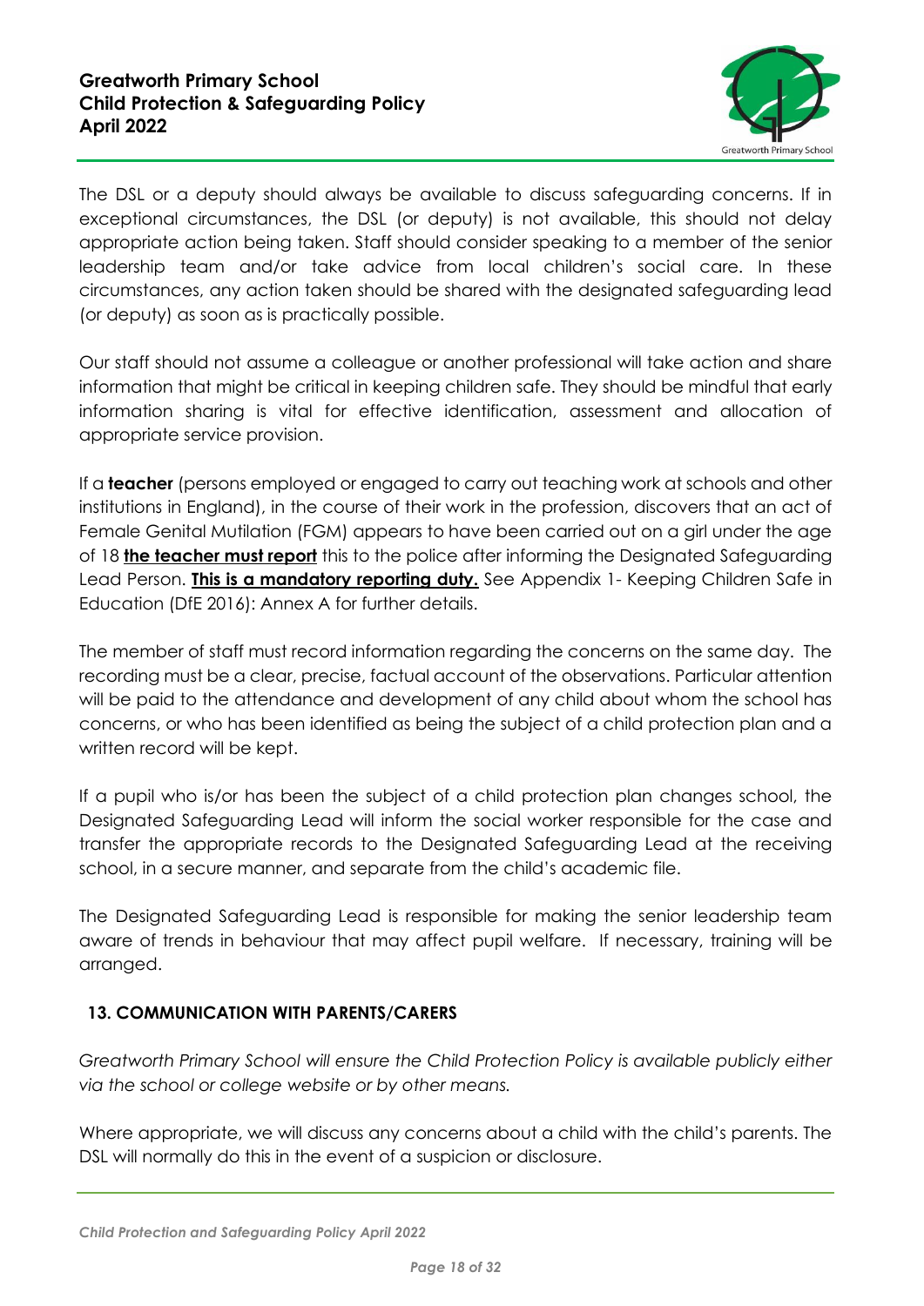The DSL or a deputy should always be available to discuss safeguarding concerns. If in exceptional circumstances, the DSL (or deputy) is not available, this should not delay appropriate action being taken. Staff should consider speaking to a member of the senior leadership team and/or take advice from local children's social care. In these circumstances, any action taken should be shared with the designated safeguarding lead (or deputy) as soon as is practically possible.

Our staff should not assume a colleague or another professional will take action and share information that might be critical in keeping children safe. They should be mindful that early information sharing is vital for effective identification, assessment and allocation of appropriate service provision.

If a **teacher** (persons employed or engaged to carry out teaching work at schools and other institutions in England), in the course of their work in the profession, discovers that an act of Female Genital Mutilation (FGM) appears to have been carried out on a girl under the age of 18 **the teacher must report** this to the police after informing the Designated Safeguarding Lead Person. **This is a mandatory reporting duty.** See Appendix 1- Keeping Children Safe in Education (DfE 2016): Annex A for further details.

The member of staff must record information regarding the concerns on the same day. The recording must be a clear, precise, factual account of the observations. Particular attention will be paid to the attendance and development of any child about whom the school has concerns, or who has been identified as being the subject of a child protection plan and a written record will be kept.

If a pupil who is/or has been the subject of a child protection plan changes school, the Designated Safeguarding Lead will inform the social worker responsible for the case and transfer the appropriate records to the Designated Safeguarding Lead at the receiving school, in a secure manner, and separate from the child's academic file.

The Designated Safeguarding Lead is responsible for making the senior leadership team aware of trends in behaviour that may affect pupil welfare. If necessary, training will be arranged.

## 13. COMMUNICATION WITH PARENTS/CARERS

*Greatworth Primary School will ensure the Child Protection Policy is available publicly either via the school or college website or by other means.*

Where appropriate, we will discuss any concerns about a child with the child's parents. The DSL will normally do this in the event of a suspicion or disclosure.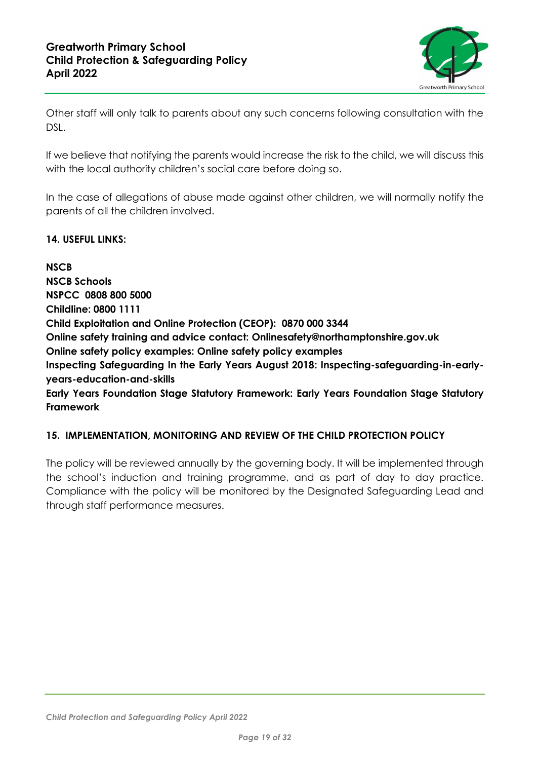Other staff will only talk to parents about any such concerns following consultation with the DSL.

If we believe that notifying the parents would increase the risk to the child, we will discuss this with the local authority children's social care before doing so.

In the case of allegations of abuse made against other children, we will normally notify the parents of all the children involved.

## 14. USEFUL LINKS:

**NSCB**
**NSCB Schools**
**NSPCC 0808 800 5000**
**Childline: 0800 1111**
**Child Exploitation and Online Protection (CEOP): 0870 000 3344**
**Online safety training and advice contact: Onlinesafety@northamptonshire.gov.uk**
**Online safety policy examples: Online safety policy examples**
**Inspecting Safeguarding In the Early Years August 2018: Inspecting-safeguarding-in-early-years-education-and-skills**
**Early Years Foundation Stage Statutory Framework: Early Years Foundation Stage Statutory Framework**

## 15. IMPLEMENTATION, MONITORING AND REVIEW OF THE CHILD PROTECTION POLICY

The policy will be reviewed annually by the governing body. It will be implemented through the school's induction and training programme, and as part of day to day practice. Compliance with the policy will be monitored by the Designated Safeguarding Lead and through staff performance measures.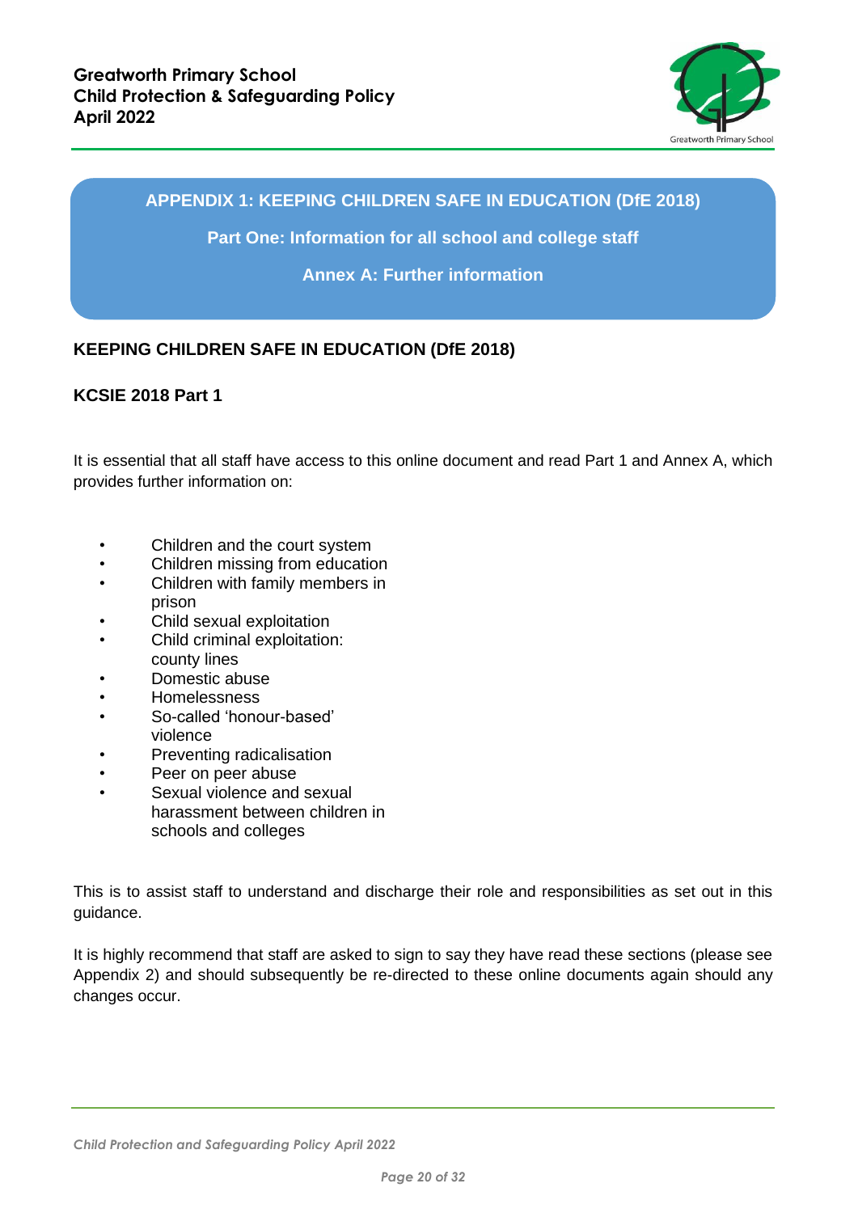## APPENDIX 1: KEEPING CHILDREN SAFE IN EDUCATION (DfE 2018)

**Part One: Information for all school and college staff**

**Annex A: Further information**

### KEEPING CHILDREN SAFE IN EDUCATION (DfE 2018)

#### KCSIE 2018 Part 1

It is essential that all staff have access to this online document and read Part 1 and Annex A, which provides further information on:

- Children and the court system
- Children missing from education
- Children with family members in prison
- Child sexual exploitation
- Child criminal exploitation: county lines
- Domestic abuse
- Homelessness
- So-called 'honour-based' violence
- Preventing radicalisation
- Peer on peer abuse
- Sexual violence and sexual harassment between children in schools and colleges

This is to assist staff to understand and discharge their role and responsibilities as set out in this guidance.

It is highly recommend that staff are asked to sign to say they have read these sections (please see Appendix 2) and should subsequently be re-directed to these online documents again should any changes occur.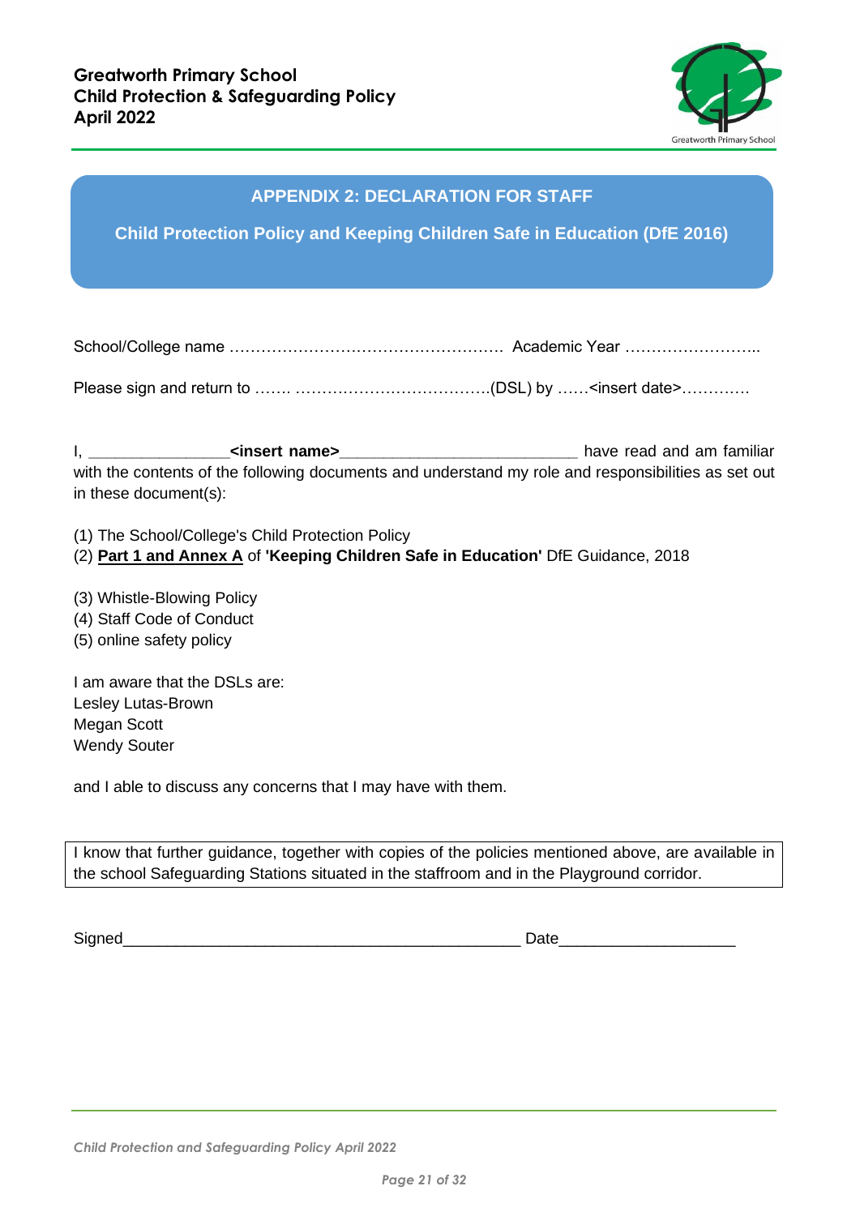## APPENDIX 2: DECLARATION FOR STAFF

### Child Protection Policy and Keeping Children Safe in Education (DfE 2016)

School/College name …………………………………………… Academic Year ……………………..

Please sign and return to ……. ……………………………….(DSL) by ……<insert date>…………

I, _______________**<insert name>**__________________________ have read and am familiar with the contents of the following documents and understand my role and responsibilities as set out in these document(s):

(1) The School/College's Child Protection Policy
(2) **Part 1 and Annex A** of **'Keeping Children Safe in Education'** DfE Guidance, 2018

(3) Whistle-Blowing Policy
(4) Staff Code of Conduct
(5) online safety policy

I am aware that the DSLs are:
Lesley Lutas-Brown
Megan Scott
Wendy Souter

and I able to discuss any concerns that I may have with them.

I know that further guidance, together with copies of the policies mentioned above, are available in the school Safeguarding Stations situated in the staffroom and in the Playground corridor.

Signed_____________________________________________ Date___________________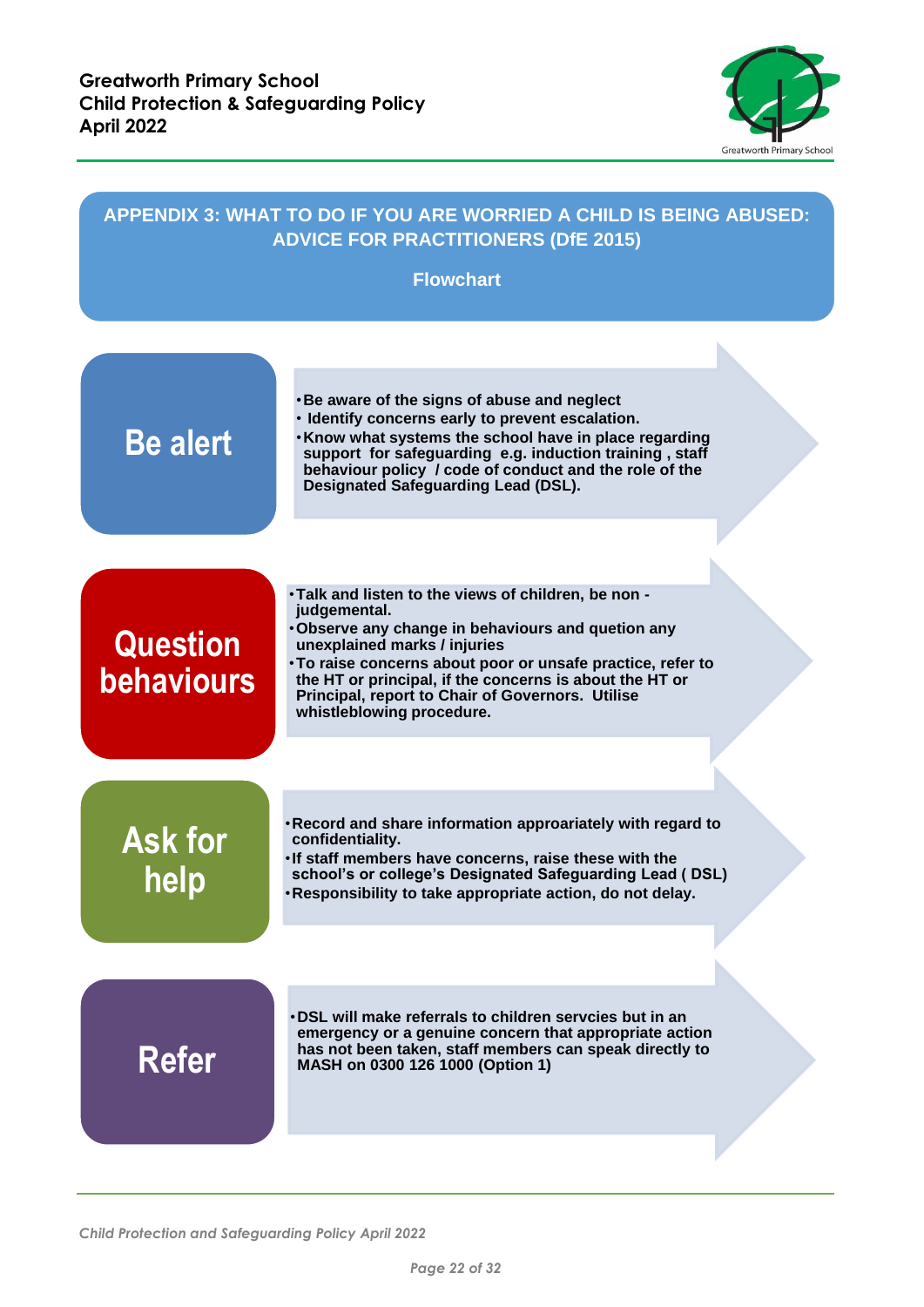## APPENDIX 3: WHAT TO DO IF YOU ARE WORRIED A CHILD IS BEING ABUSED: ADVICE FOR PRACTITIONERS (DfE 2015)

**Flowchart**

### Be alert

- **Be aware of the signs of abuse and neglect**
- **Identify concerns early to prevent escalation.**
- **Know what systems the school have in place regarding support for safeguarding e.g. induction training , staff behaviour policy / code of conduct and the role of the Designated Safeguarding Lead (DSL).**

### Question behaviours

- **Talk and listen to the views of children, be non - judgemental.**
- **Observe any change in behaviours and quetion any unexplained marks / injuries**
- **To raise concerns about poor or unsafe practice, refer to the HT or principal, if the concerns is about the HT or Principal, report to Chair of Governors. Utilise whistleblowing procedure.**

### Ask for help

- **Record and share information approariately with regard to confidentiality.**
- **If staff members have concerns, raise these with the school's or college's Designated Safeguarding Lead ( DSL)**
- **Responsibility to take appropriate action, do not delay.**

### Refer

- **DSL will make referrals to children servcies but in an emergency or a genuine concern that appropriate action has not been taken, staff members can speak directly to MASH on 0300 126 1000 (Option 1)**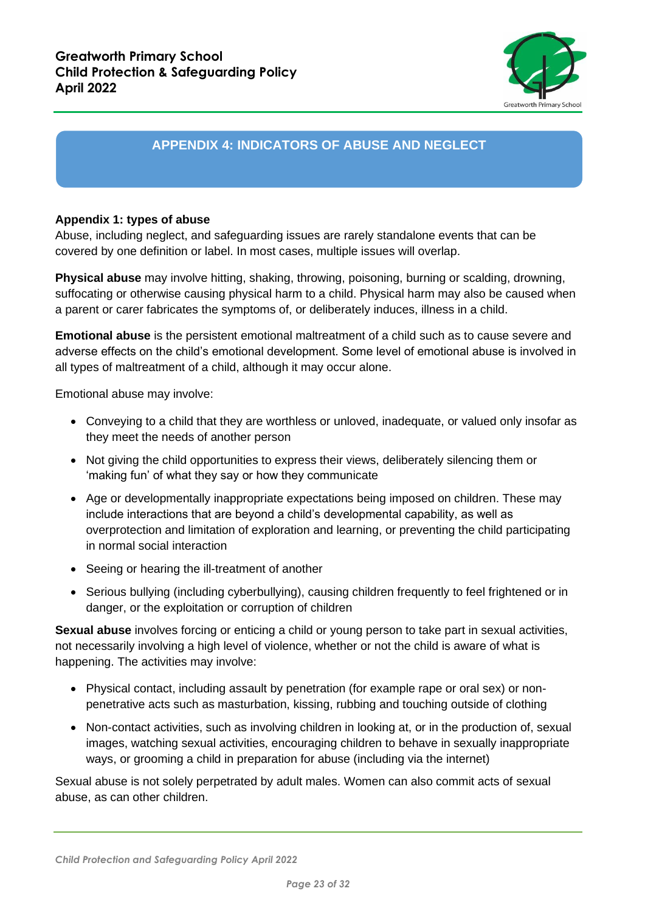## APPENDIX 4: INDICATORS OF ABUSE AND NEGLECT

**Appendix 1: types of abuse**

Abuse, including neglect, and safeguarding issues are rarely standalone events that can be covered by one definition or label. In most cases, multiple issues will overlap.

**Physical abuse** may involve hitting, shaking, throwing, poisoning, burning or scalding, drowning, suffocating or otherwise causing physical harm to a child. Physical harm may also be caused when a parent or carer fabricates the symptoms of, or deliberately induces, illness in a child.

**Emotional abuse** is the persistent emotional maltreatment of a child such as to cause severe and adverse effects on the child's emotional development. Some level of emotional abuse is involved in all types of maltreatment of a child, although it may occur alone.

Emotional abuse may involve:

- Conveying to a child that they are worthless or unloved, inadequate, or valued only insofar as they meet the needs of another person
- Not giving the child opportunities to express their views, deliberately silencing them or 'making fun' of what they say or how they communicate
- Age or developmentally inappropriate expectations being imposed on children. These may include interactions that are beyond a child's developmental capability, as well as overprotection and limitation of exploration and learning, or preventing the child participating in normal social interaction
- Seeing or hearing the ill-treatment of another
- Serious bullying (including cyberbullying), causing children frequently to feel frightened or in danger, or the exploitation or corruption of children

**Sexual abuse** involves forcing or enticing a child or young person to take part in sexual activities, not necessarily involving a high level of violence, whether or not the child is aware of what is happening. The activities may involve:

- Physical contact, including assault by penetration (for example rape or oral sex) or non-penetrative acts such as masturbation, kissing, rubbing and touching outside of clothing
- Non-contact activities, such as involving children in looking at, or in the production of, sexual images, watching sexual activities, encouraging children to behave in sexually inappropriate ways, or grooming a child in preparation for abuse (including via the internet)

Sexual abuse is not solely perpetrated by adult males. Women can also commit acts of sexual abuse, as can other children.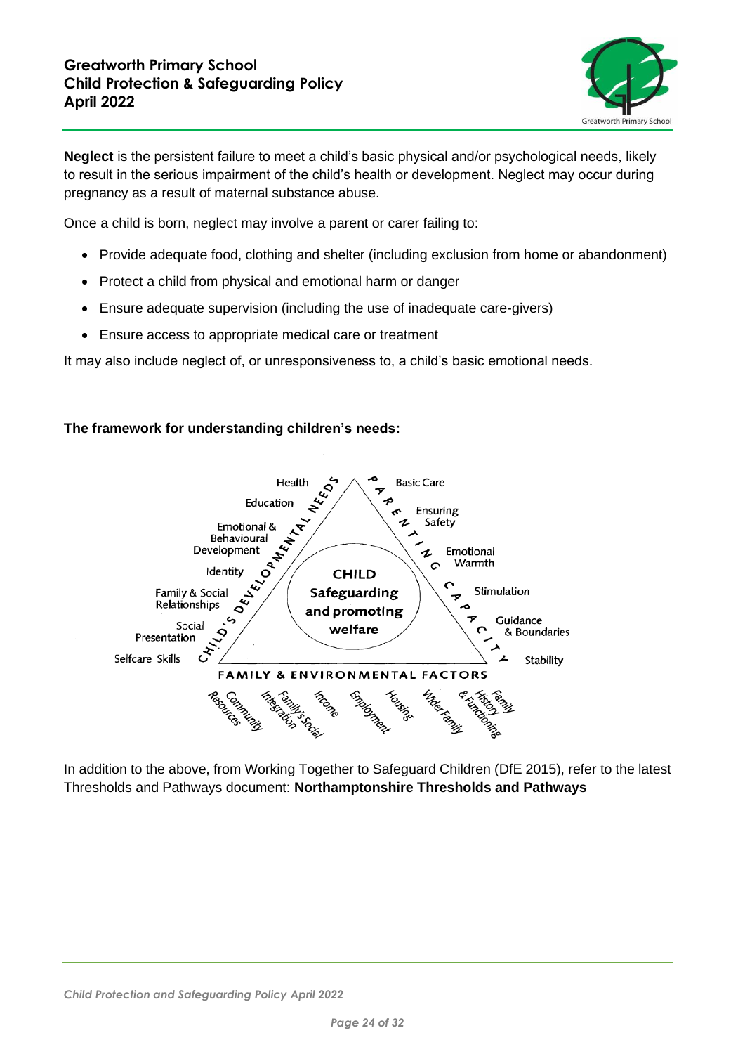**Neglect** is the persistent failure to meet a child's basic physical and/or psychological needs, likely to result in the serious impairment of the child's health or development. Neglect may occur during pregnancy as a result of maternal substance abuse.

Once a child is born, neglect may involve a parent or carer failing to:

- Provide adequate food, clothing and shelter (including exclusion from home or abandonment)
- Protect a child from physical and emotional harm or danger
- Ensure adequate supervision (including the use of inadequate care-givers)
- Ensure access to appropriate medical care or treatment

It may also include neglect of, or unresponsiveness to, a child's basic emotional needs.

**The framework for understanding children's needs:**

**CHILD Safeguarding and promoting welfare**

CHILD'S DEVELOPMENTAL NEEDS: Health, Education, Emotional & Behavioural Development, Identity, Family & Social Relationships, Social Presentation, Selfcare Skills

PARENTING CAPACITY: Basic Care, Ensuring Safety, Emotional Warmth, Stimulation, Guidance & Boundaries, Stability

FAMILY & ENVIRONMENTAL FACTORS: Community Resources, Family's Social Integration, Income, Employment, Housing, Wider Family, Family History & Functioning

In addition to the above, from Working Together to Safeguard Children (DfE 2015), refer to the latest Thresholds and Pathways document: **Northamptonshire Thresholds and Pathways**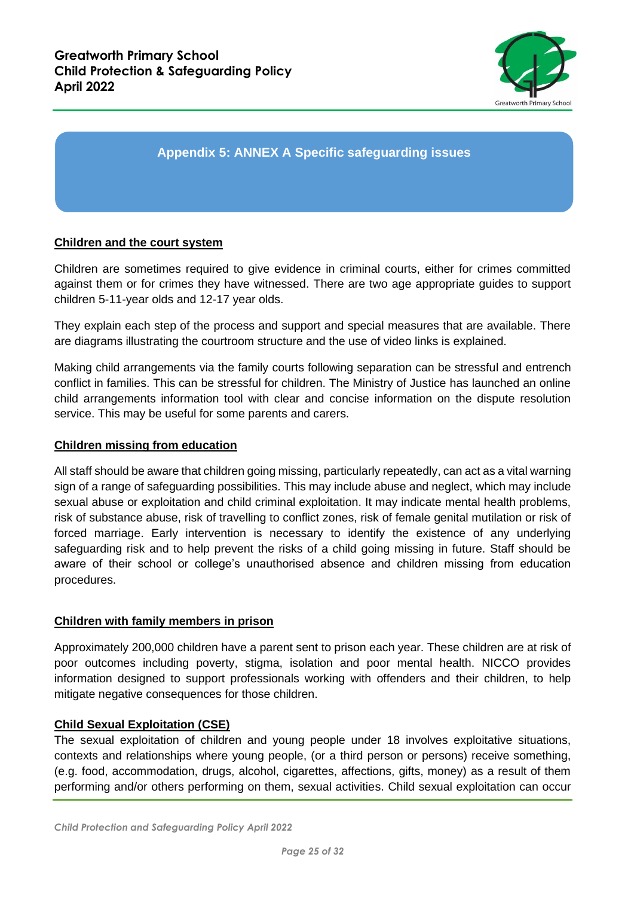## Appendix 5: ANNEX A Specific safeguarding issues

### Children and the court system

Children are sometimes required to give evidence in criminal courts, either for crimes committed against them or for crimes they have witnessed. There are two age appropriate guides to support children 5-11-year olds and 12-17 year olds.

They explain each step of the process and support and special measures that are available. There are diagrams illustrating the courtroom structure and the use of video links is explained.

Making child arrangements via the family courts following separation can be stressful and entrench conflict in families. This can be stressful for children. The Ministry of Justice has launched an online child arrangements information tool with clear and concise information on the dispute resolution service. This may be useful for some parents and carers.

### Children missing from education

All staff should be aware that children going missing, particularly repeatedly, can act as a vital warning sign of a range of safeguarding possibilities. This may include abuse and neglect, which may include sexual abuse or exploitation and child criminal exploitation. It may indicate mental health problems, risk of substance abuse, risk of travelling to conflict zones, risk of female genital mutilation or risk of forced marriage. Early intervention is necessary to identify the existence of any underlying safeguarding risk and to help prevent the risks of a child going missing in future. Staff should be aware of their school or college's unauthorised absence and children missing from education procedures.

### Children with family members in prison

Approximately 200,000 children have a parent sent to prison each year. These children are at risk of poor outcomes including poverty, stigma, isolation and poor mental health. NICCO provides information designed to support professionals working with offenders and their children, to help mitigate negative consequences for those children.

### Child Sexual Exploitation (CSE)

The sexual exploitation of children and young people under 18 involves exploitative situations, contexts and relationships where young people, (or a third person or persons) receive something, (e.g. food, accommodation, drugs, alcohol, cigarettes, affections, gifts, money) as a result of them performing and/or others performing on them, sexual activities. Child sexual exploitation can occur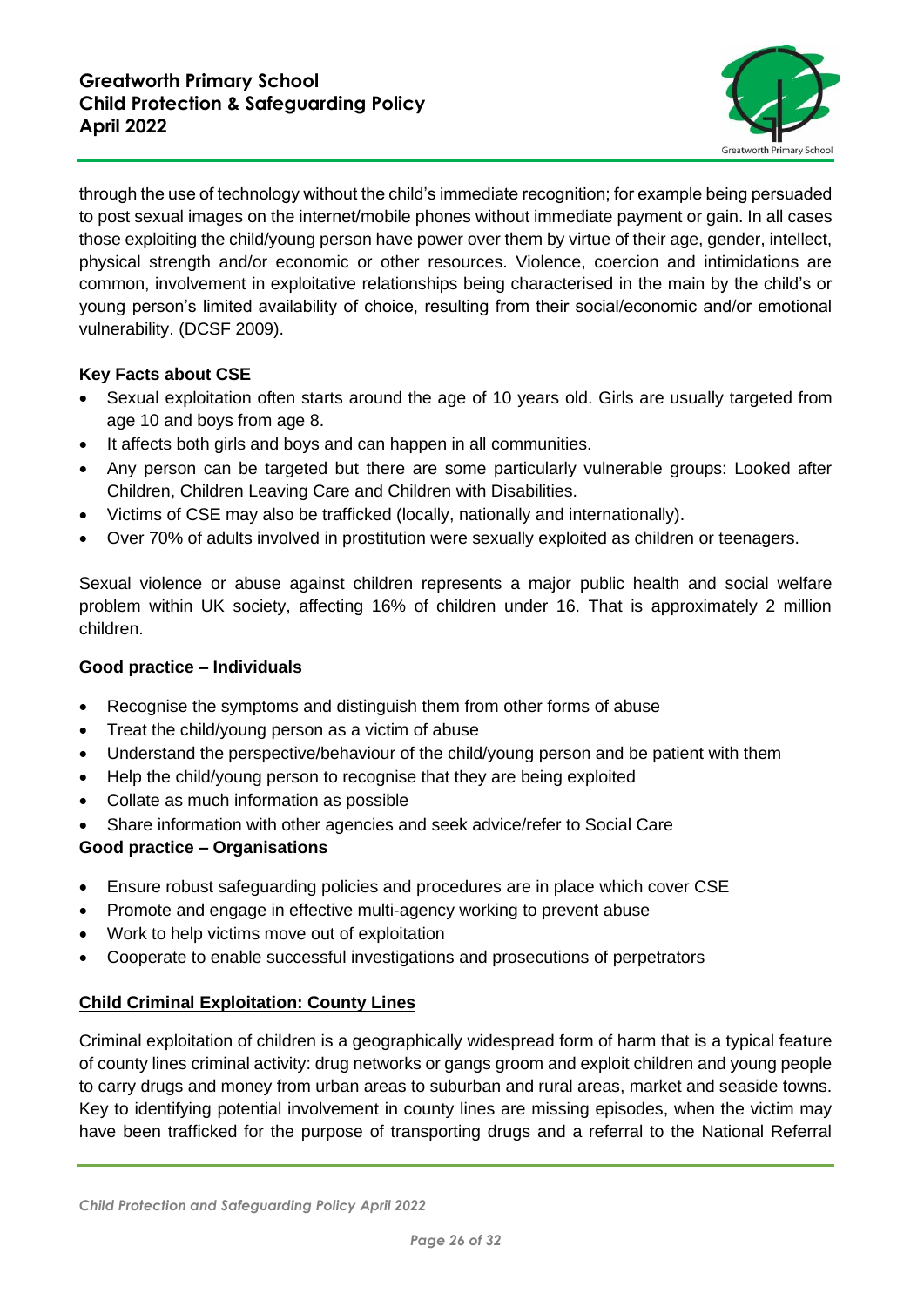through the use of technology without the child's immediate recognition; for example being persuaded to post sexual images on the internet/mobile phones without immediate payment or gain. In all cases those exploiting the child/young person have power over them by virtue of their age, gender, intellect, physical strength and/or economic or other resources. Violence, coercion and intimidations are common, involvement in exploitative relationships being characterised in the main by the child's or young person's limited availability of choice, resulting from their social/economic and/or emotional vulnerability. (DCSF 2009).

**Key Facts about CSE**

- Sexual exploitation often starts around the age of 10 years old. Girls are usually targeted from age 10 and boys from age 8.
- It affects both girls and boys and can happen in all communities.
- Any person can be targeted but there are some particularly vulnerable groups: Looked after Children, Children Leaving Care and Children with Disabilities.
- Victims of CSE may also be trafficked (locally, nationally and internationally).
- Over 70% of adults involved in prostitution were sexually exploited as children or teenagers.

Sexual violence or abuse against children represents a major public health and social welfare problem within UK society, affecting 16% of children under 16. That is approximately 2 million children.

**Good practice – Individuals**

- Recognise the symptoms and distinguish them from other forms of abuse
- Treat the child/young person as a victim of abuse
- Understand the perspective/behaviour of the child/young person and be patient with them
- Help the child/young person to recognise that they are being exploited
- Collate as much information as possible
- Share information with other agencies and seek advice/refer to Social Care

**Good practice – Organisations**

- Ensure robust safeguarding policies and procedures are in place which cover CSE
- Promote and engage in effective multi-agency working to prevent abuse
- Work to help victims move out of exploitation
- Cooperate to enable successful investigations and prosecutions of perpetrators

**Child Criminal Exploitation: County Lines**

Criminal exploitation of children is a geographically widespread form of harm that is a typical feature of county lines criminal activity: drug networks or gangs groom and exploit children and young people to carry drugs and money from urban areas to suburban and rural areas, market and seaside towns. Key to identifying potential involvement in county lines are missing episodes, when the victim may have been trafficked for the purpose of transporting drugs and a referral to the National Referral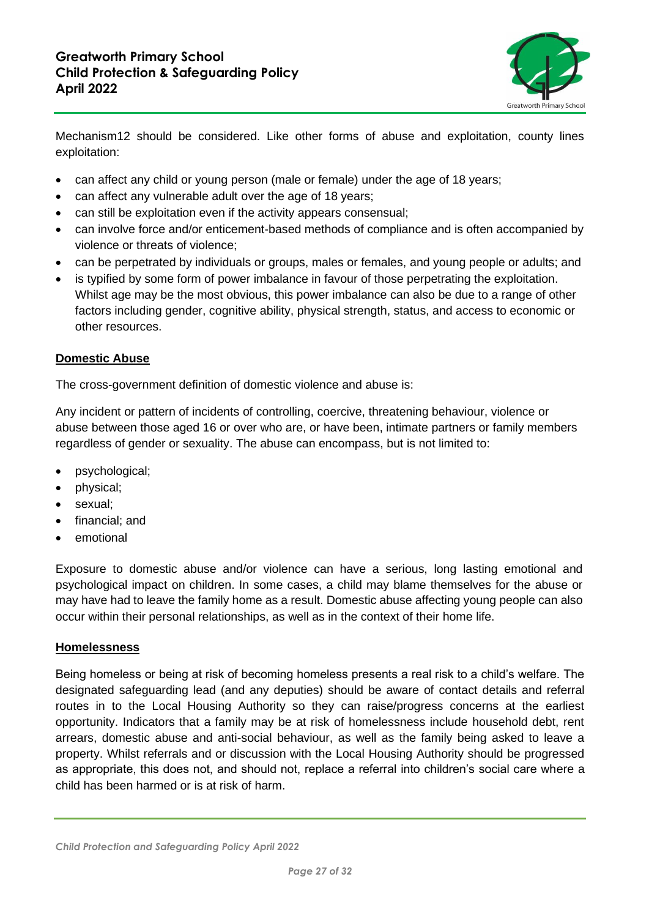Mechanism12 should be considered. Like other forms of abuse and exploitation, county lines exploitation:

- can affect any child or young person (male or female) under the age of 18 years;
- can affect any vulnerable adult over the age of 18 years;
- can still be exploitation even if the activity appears consensual;
- can involve force and/or enticement-based methods of compliance and is often accompanied by violence or threats of violence;
- can be perpetrated by individuals or groups, males or females, and young people or adults; and
- is typified by some form of power imbalance in favour of those perpetrating the exploitation. Whilst age may be the most obvious, this power imbalance can also be due to a range of other factors including gender, cognitive ability, physical strength, status, and access to economic or other resources.

**Domestic Abuse**

The cross-government definition of domestic violence and abuse is:

Any incident or pattern of incidents of controlling, coercive, threatening behaviour, violence or abuse between those aged 16 or over who are, or have been, intimate partners or family members regardless of gender or sexuality. The abuse can encompass, but is not limited to:

- psychological;
- physical;
- sexual;
- financial; and
- emotional

Exposure to domestic abuse and/or violence can have a serious, long lasting emotional and psychological impact on children. In some cases, a child may blame themselves for the abuse or may have had to leave the family home as a result. Domestic abuse affecting young people can also occur within their personal relationships, as well as in the context of their home life.

**Homelessness**

Being homeless or being at risk of becoming homeless presents a real risk to a child's welfare. The designated safeguarding lead (and any deputies) should be aware of contact details and referral routes in to the Local Housing Authority so they can raise/progress concerns at the earliest opportunity. Indicators that a family may be at risk of homelessness include household debt, rent arrears, domestic abuse and anti-social behaviour, as well as the family being asked to leave a property. Whilst referrals and or discussion with the Local Housing Authority should be progressed as appropriate, this does not, and should not, replace a referral into children's social care where a child has been harmed or is at risk of harm.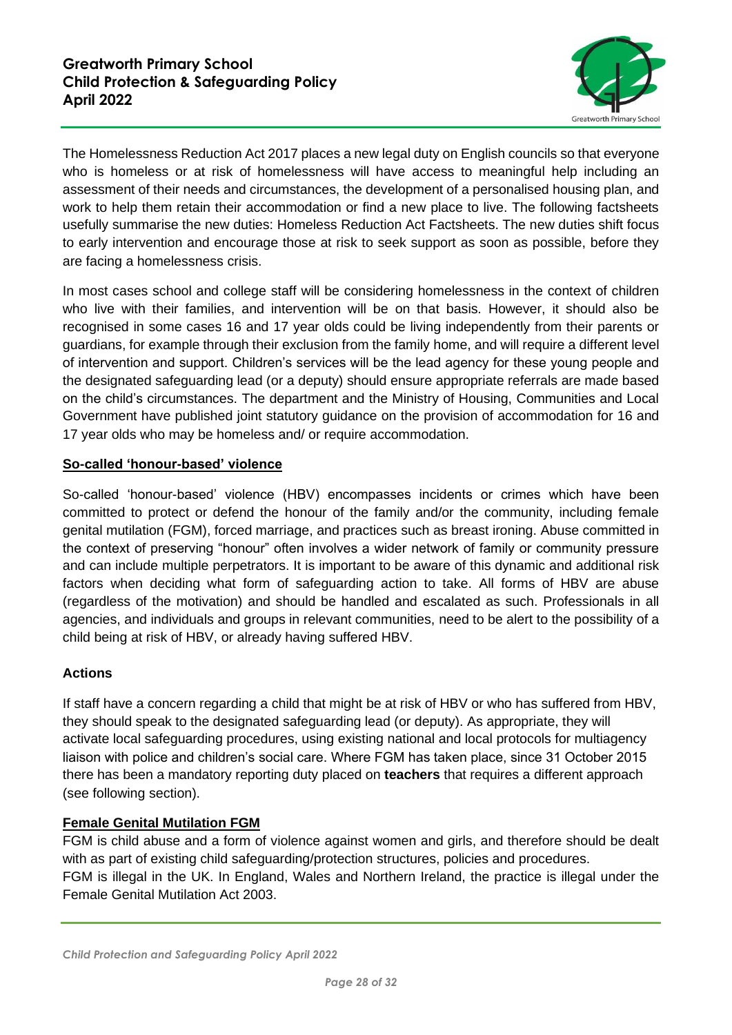The Homelessness Reduction Act 2017 places a new legal duty on English councils so that everyone who is homeless or at risk of homelessness will have access to meaningful help including an assessment of their needs and circumstances, the development of a personalised housing plan, and work to help them retain their accommodation or find a new place to live. The following factsheets usefully summarise the new duties: Homeless Reduction Act Factsheets. The new duties shift focus to early intervention and encourage those at risk to seek support as soon as possible, before they are facing a homelessness crisis.

In most cases school and college staff will be considering homelessness in the context of children who live with their families, and intervention will be on that basis. However, it should also be recognised in some cases 16 and 17 year olds could be living independently from their parents or guardians, for example through their exclusion from the family home, and will require a different level of intervention and support. Children's services will be the lead agency for these young people and the designated safeguarding lead (or a deputy) should ensure appropriate referrals are made based on the child's circumstances. The department and the Ministry of Housing, Communities and Local Government have published joint statutory guidance on the provision of accommodation for 16 and 17 year olds who may be homeless and/ or require accommodation.

## So-called 'honour-based' violence

So-called 'honour-based' violence (HBV) encompasses incidents or crimes which have been committed to protect or defend the honour of the family and/or the community, including female genital mutilation (FGM), forced marriage, and practices such as breast ironing. Abuse committed in the context of preserving "honour" often involves a wider network of family or community pressure and can include multiple perpetrators. It is important to be aware of this dynamic and additional risk factors when deciding what form of safeguarding action to take. All forms of HBV are abuse (regardless of the motivation) and should be handled and escalated as such. Professionals in all agencies, and individuals and groups in relevant communities, need to be alert to the possibility of a child being at risk of HBV, or already having suffered HBV.

### Actions

If staff have a concern regarding a child that might be at risk of HBV or who has suffered from HBV, they should speak to the designated safeguarding lead (or deputy). As appropriate, they will activate local safeguarding procedures, using existing national and local protocols for multiagency liaison with police and children's social care. Where FGM has taken place, since 31 October 2015 there has been a mandatory reporting duty placed on **teachers** that requires a different approach (see following section).

## Female Genital Mutilation FGM

FGM is child abuse and a form of violence against women and girls, and therefore should be dealt with as part of existing child safeguarding/protection structures, policies and procedures.
FGM is illegal in the UK. In England, Wales and Northern Ireland, the practice is illegal under the Female Genital Mutilation Act 2003.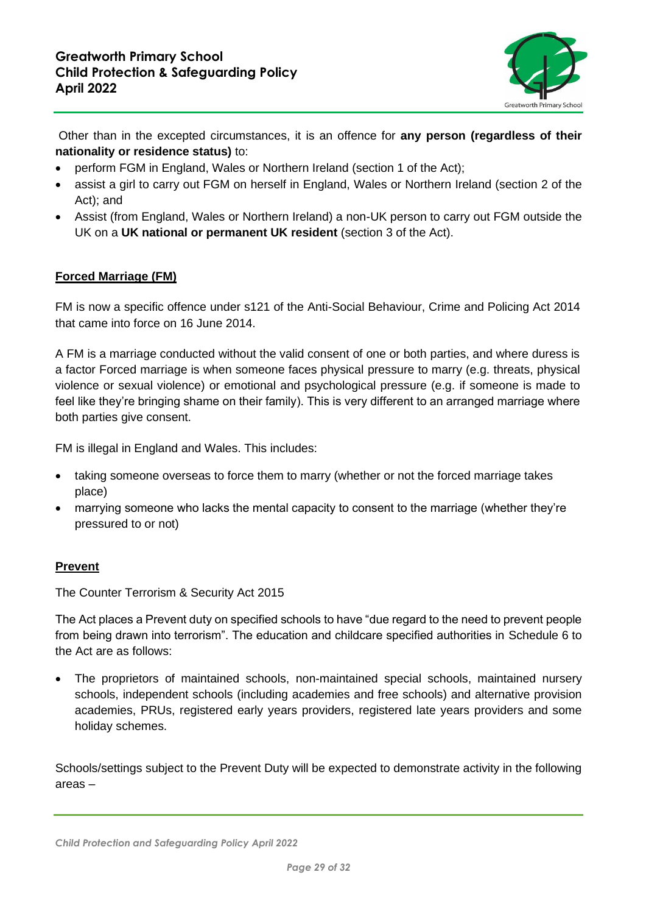Other than in the excepted circumstances, it is an offence for **any person (regardless of their nationality or residence status)** to:

- perform FGM in England, Wales or Northern Ireland (section 1 of the Act);
- assist a girl to carry out FGM on herself in England, Wales or Northern Ireland (section 2 of the Act); and
- Assist (from England, Wales or Northern Ireland) a non-UK person to carry out FGM outside the UK on a **UK national or permanent UK resident** (section 3 of the Act).

**Forced Marriage (FM)**

FM is now a specific offence under s121 of the Anti-Social Behaviour, Crime and Policing Act 2014 that came into force on 16 June 2014.

A FM is a marriage conducted without the valid consent of one or both parties, and where duress is a factor Forced marriage is when someone faces physical pressure to marry (e.g. threats, physical violence or sexual violence) or emotional and psychological pressure (e.g. if someone is made to feel like they're bringing shame on their family). This is very different to an arranged marriage where both parties give consent.

FM is illegal in England and Wales. This includes:

- taking someone overseas to force them to marry (whether or not the forced marriage takes place)
- marrying someone who lacks the mental capacity to consent to the marriage (whether they're pressured to or not)

**Prevent**

The Counter Terrorism & Security Act 2015

The Act places a Prevent duty on specified schools to have "due regard to the need to prevent people from being drawn into terrorism". The education and childcare specified authorities in Schedule 6 to the Act are as follows:

- The proprietors of maintained schools, non-maintained special schools, maintained nursery schools, independent schools (including academies and free schools) and alternative provision academies, PRUs, registered early years providers, registered late years providers and some holiday schemes.

Schools/settings subject to the Prevent Duty will be expected to demonstrate activity in the following areas –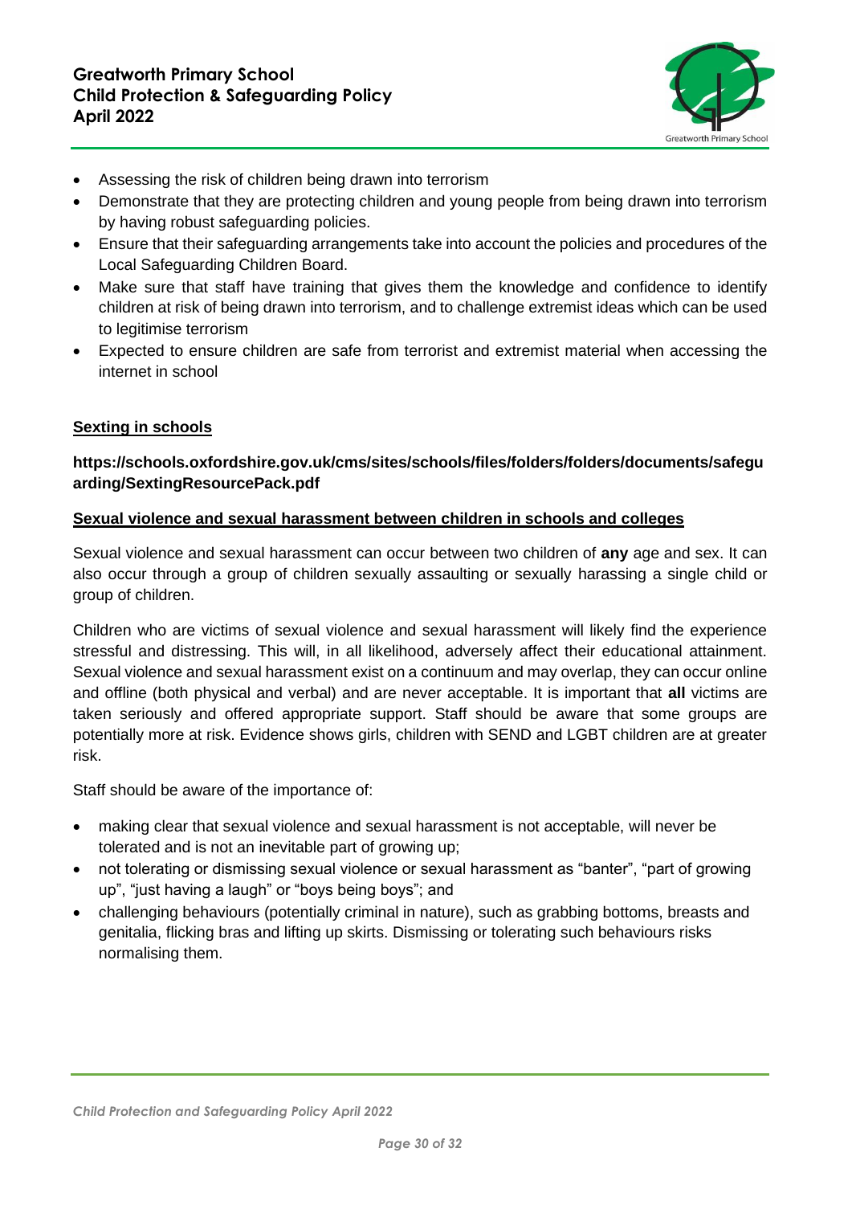- Assessing the risk of children being drawn into terrorism
- Demonstrate that they are protecting children and young people from being drawn into terrorism by having robust safeguarding policies.
- Ensure that their safeguarding arrangements take into account the policies and procedures of the Local Safeguarding Children Board.
- Make sure that staff have training that gives them the knowledge and confidence to identify children at risk of being drawn into terrorism, and to challenge extremist ideas which can be used to legitimise terrorism
- Expected to ensure children are safe from terrorist and extremist material when accessing the internet in school

**Sexting in schools**

**https://schools.oxfordshire.gov.uk/cms/sites/schools/files/folders/folders/documents/safeguarding/SextingResourcePack.pdf**

**Sexual violence and sexual harassment between children in schools and colleges**

Sexual violence and sexual harassment can occur between two children of **any** age and sex. It can also occur through a group of children sexually assaulting or sexually harassing a single child or group of children.

Children who are victims of sexual violence and sexual harassment will likely find the experience stressful and distressing. This will, in all likelihood, adversely affect their educational attainment. Sexual violence and sexual harassment exist on a continuum and may overlap, they can occur online and offline (both physical and verbal) and are never acceptable. It is important that **all** victims are taken seriously and offered appropriate support. Staff should be aware that some groups are potentially more at risk. Evidence shows girls, children with SEND and LGBT children are at greater risk.

Staff should be aware of the importance of:

- making clear that sexual violence and sexual harassment is not acceptable, will never be tolerated and is not an inevitable part of growing up;
- not tolerating or dismissing sexual violence or sexual harassment as "banter", "part of growing up", "just having a laugh" or "boys being boys"; and
- challenging behaviours (potentially criminal in nature), such as grabbing bottoms, breasts and genitalia, flicking bras and lifting up skirts. Dismissing or tolerating such behaviours risks normalising them.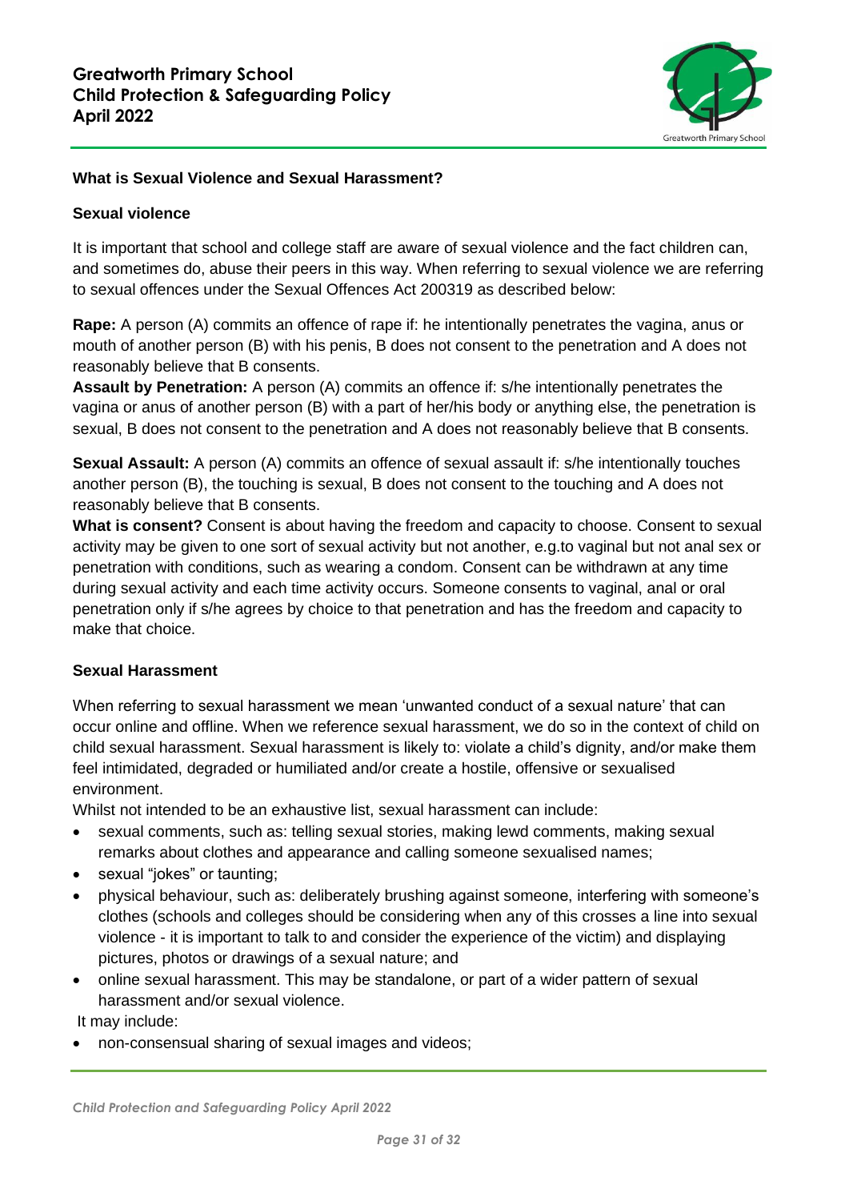## What is Sexual Violence and Sexual Harassment?

### Sexual violence

It is important that school and college staff are aware of sexual violence and the fact children can, and sometimes do, abuse their peers in this way. When referring to sexual violence we are referring to sexual offences under the Sexual Offences Act 200319 as described below:

**Rape:** A person (A) commits an offence of rape if: he intentionally penetrates the vagina, anus or mouth of another person (B) with his penis, B does not consent to the penetration and A does not reasonably believe that B consents.
**Assault by Penetration:** A person (A) commits an offence if: s/he intentionally penetrates the vagina or anus of another person (B) with a part of her/his body or anything else, the penetration is sexual, B does not consent to the penetration and A does not reasonably believe that B consents.

**Sexual Assault:** A person (A) commits an offence of sexual assault if: s/he intentionally touches another person (B), the touching is sexual, B does not consent to the touching and A does not reasonably believe that B consents.
**What is consent?** Consent is about having the freedom and capacity to choose. Consent to sexual activity may be given to one sort of sexual activity but not another, e.g.to vaginal but not anal sex or penetration with conditions, such as wearing a condom. Consent can be withdrawn at any time during sexual activity and each time activity occurs. Someone consents to vaginal, anal or oral penetration only if s/he agrees by choice to that penetration and has the freedom and capacity to make that choice.

### Sexual Harassment

When referring to sexual harassment we mean 'unwanted conduct of a sexual nature' that can occur online and offline. When we reference sexual harassment, we do so in the context of child on child sexual harassment. Sexual harassment is likely to: violate a child's dignity, and/or make them feel intimidated, degraded or humiliated and/or create a hostile, offensive or sexualised environment.
Whilst not intended to be an exhaustive list, sexual harassment can include:

- sexual comments, such as: telling sexual stories, making lewd comments, making sexual remarks about clothes and appearance and calling someone sexualised names;
- sexual "jokes" or taunting;
- physical behaviour, such as: deliberately brushing against someone, interfering with someone's clothes (schools and colleges should be considering when any of this crosses a line into sexual violence - it is important to talk to and consider the experience of the victim) and displaying pictures, photos or drawings of a sexual nature; and
- online sexual harassment. This may be standalone, or part of a wider pattern of sexual harassment and/or sexual violence.

It may include:

- non-consensual sharing of sexual images and videos;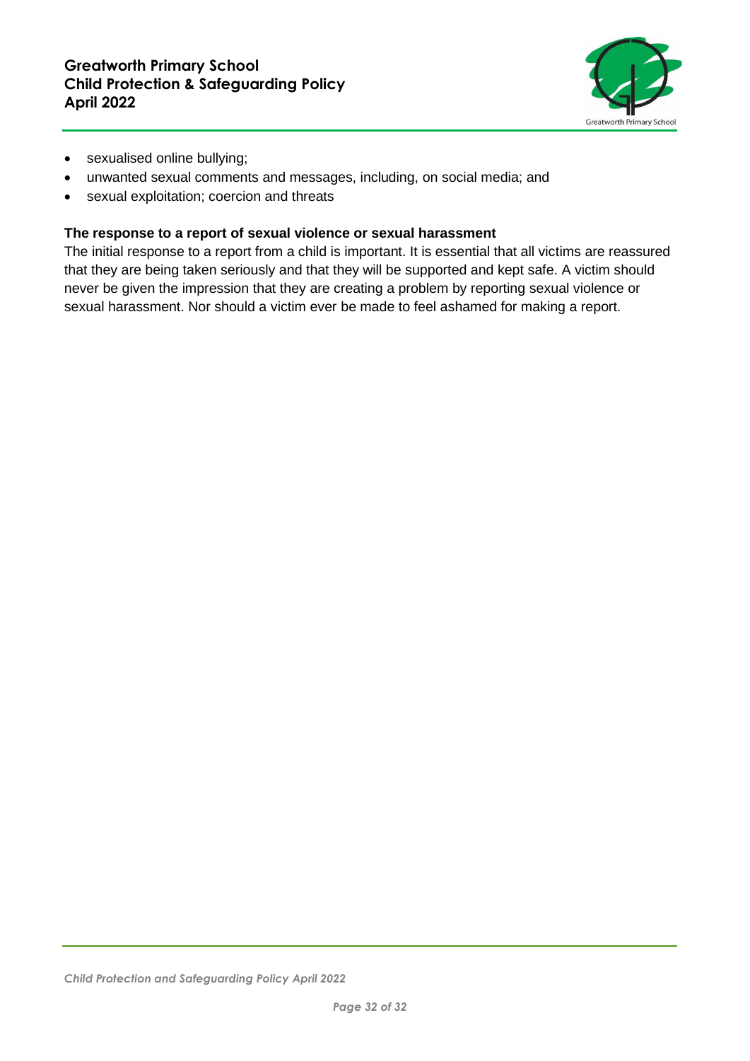- sexualised online bullying;
- unwanted sexual comments and messages, including, on social media; and
- sexual exploitation; coercion and threats

**The response to a report of sexual violence or sexual harassment**

The initial response to a report from a child is important. It is essential that all victims are reassured that they are being taken seriously and that they will be supported and kept safe. A victim should never be given the impression that they are creating a problem by reporting sexual violence or sexual harassment. Nor should a victim ever be made to feel ashamed for making a report.